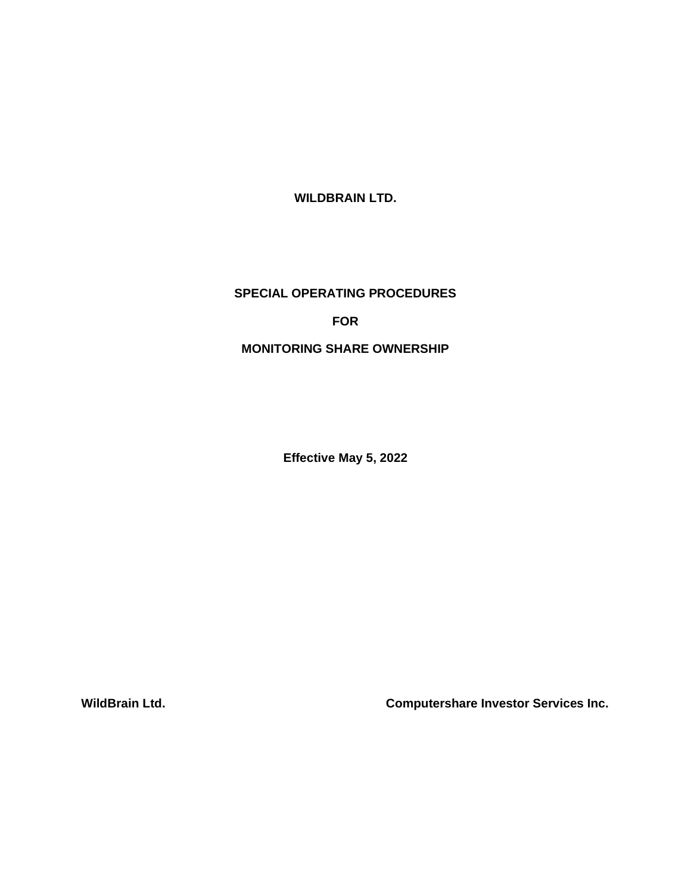# WILDBRAIN LTD.

## SPECIAL OPERATING PROCEDURES

## FOR

## MONITORING SHARE OWNERSHIP

**Effective May 5, 2022**

**WildBrain Ltd.** **Computershare Investor Services Inc.**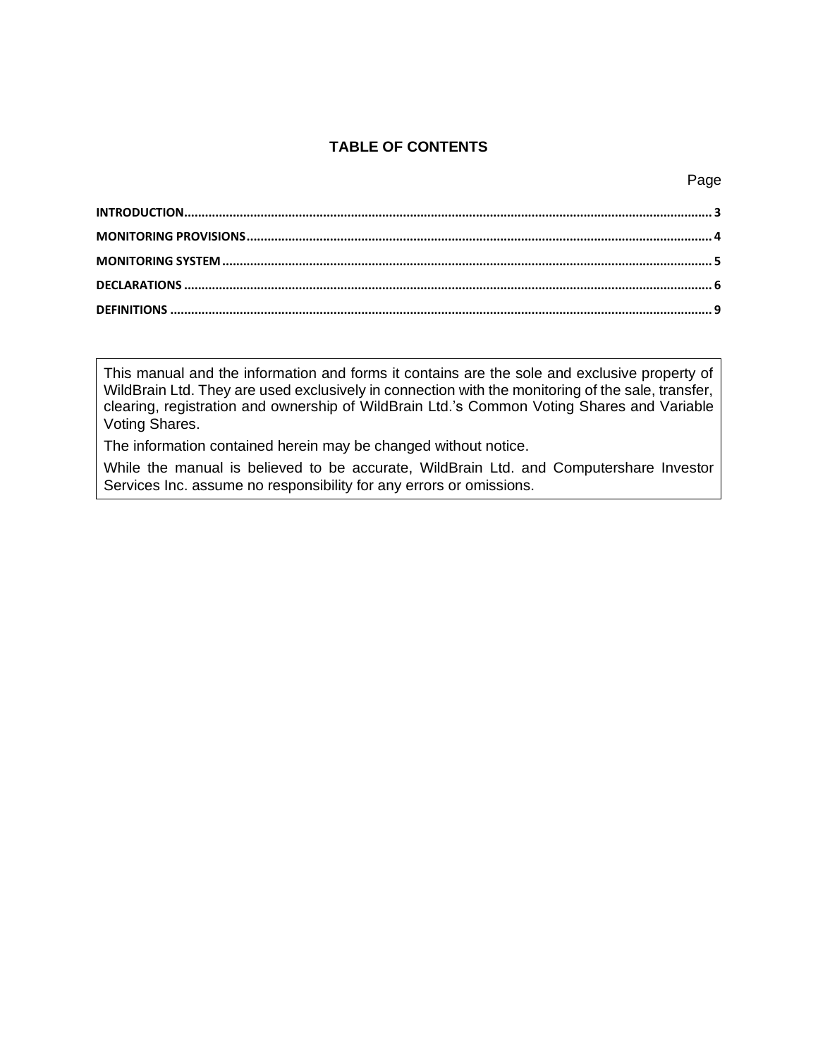## TABLE OF CONTENTS

| | Page |
|---|---|
| INTRODUCTION | 3 |
| MONITORING PROVISIONS | 4 |
| MONITORING SYSTEM | 5 |
| DECLARATIONS | 6 |
| DEFINITIONS | 9 |

This manual and the information and forms it contains are the sole and exclusive property of WildBrain Ltd. They are used exclusively in connection with the monitoring of the sale, transfer, clearing, registration and ownership of WildBrain Ltd.'s Common Voting Shares and Variable Voting Shares.

The information contained herein may be changed without notice.

While the manual is believed to be accurate, WildBrain Ltd. and Computershare Investor Services Inc. assume no responsibility for any errors or omissions.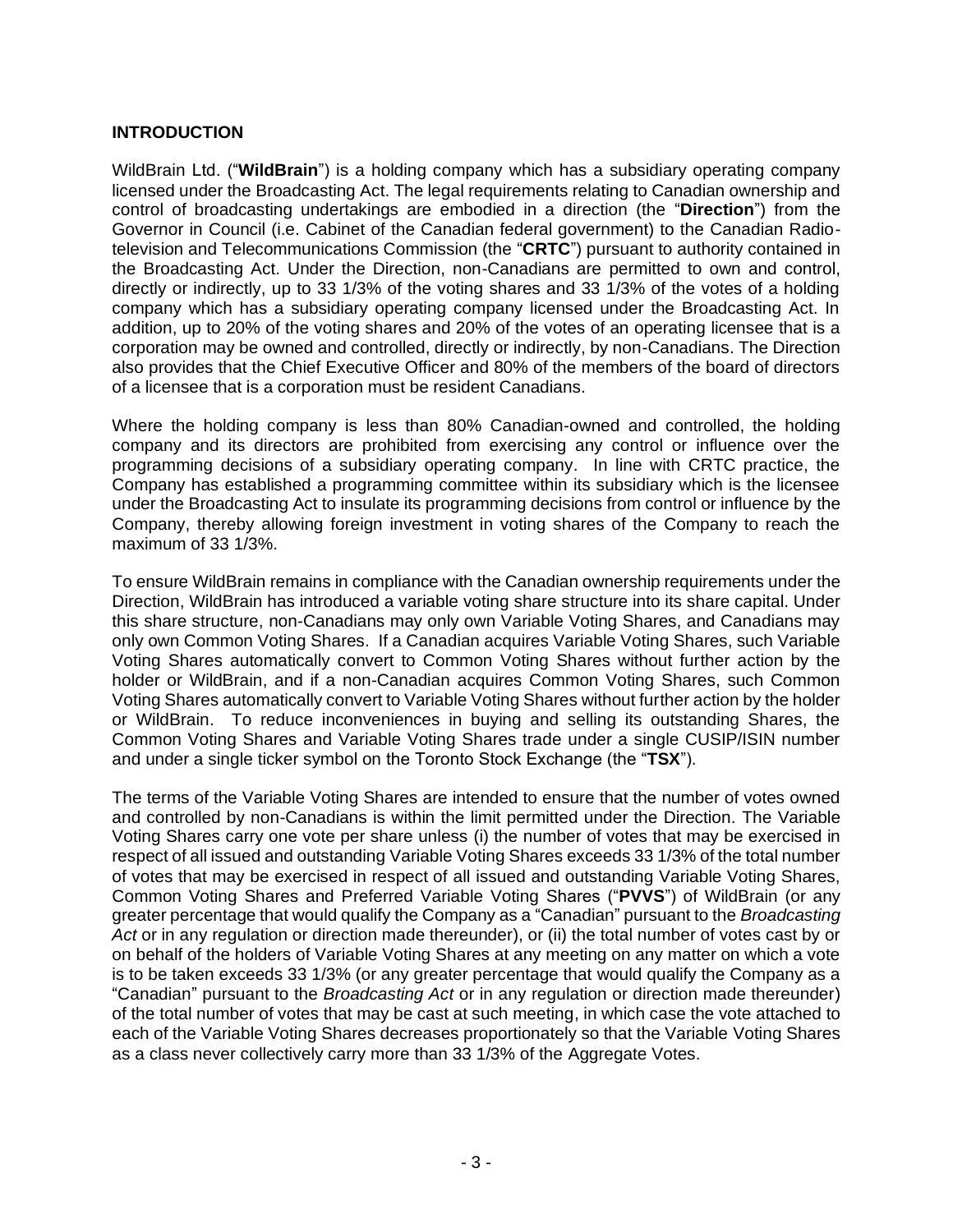## INTRODUCTION

WildBrain Ltd. ("**WildBrain**") is a holding company which has a subsidiary operating company licensed under the Broadcasting Act. The legal requirements relating to Canadian ownership and control of broadcasting undertakings are embodied in a direction (the "**Direction**") from the Governor in Council (i.e. Cabinet of the Canadian federal government) to the Canadian Radio-television and Telecommunications Commission (the "**CRTC**") pursuant to authority contained in the Broadcasting Act. Under the Direction, non-Canadians are permitted to own and control, directly or indirectly, up to 33 1/3% of the voting shares and 33 1/3% of the votes of a holding company which has a subsidiary operating company licensed under the Broadcasting Act. In addition, up to 20% of the voting shares and 20% of the votes of an operating licensee that is a corporation may be owned and controlled, directly or indirectly, by non-Canadians. The Direction also provides that the Chief Executive Officer and 80% of the members of the board of directors of a licensee that is a corporation must be resident Canadians.

Where the holding company is less than 80% Canadian-owned and controlled, the holding company and its directors are prohibited from exercising any control or influence over the programming decisions of a subsidiary operating company. In line with CRTC practice, the Company has established a programming committee within its subsidiary which is the licensee under the Broadcasting Act to insulate its programming decisions from control or influence by the Company, thereby allowing foreign investment in voting shares of the Company to reach the maximum of 33 1/3%.

To ensure WildBrain remains in compliance with the Canadian ownership requirements under the Direction, WildBrain has introduced a variable voting share structure into its share capital. Under this share structure, non-Canadians may only own Variable Voting Shares, and Canadians may only own Common Voting Shares. If a Canadian acquires Variable Voting Shares, such Variable Voting Shares automatically convert to Common Voting Shares without further action by the holder or WildBrain, and if a non-Canadian acquires Common Voting Shares, such Common Voting Shares automatically convert to Variable Voting Shares without further action by the holder or WildBrain. To reduce inconveniences in buying and selling its outstanding Shares, the Common Voting Shares and Variable Voting Shares trade under a single CUSIP/ISIN number and under a single ticker symbol on the Toronto Stock Exchange (the "**TSX**").

The terms of the Variable Voting Shares are intended to ensure that the number of votes owned and controlled by non-Canadians is within the limit permitted under the Direction. The Variable Voting Shares carry one vote per share unless (i) the number of votes that may be exercised in respect of all issued and outstanding Variable Voting Shares exceeds 33 1/3% of the total number of votes that may be exercised in respect of all issued and outstanding Variable Voting Shares, Common Voting Shares and Preferred Variable Voting Shares ("**PVVS**") of WildBrain (or any greater percentage that would qualify the Company as a "Canadian" pursuant to the *Broadcasting Act* or in any regulation or direction made thereunder), or (ii) the total number of votes cast by or on behalf of the holders of Variable Voting Shares at any meeting on any matter on which a vote is to be taken exceeds 33 1/3% (or any greater percentage that would qualify the Company as a "Canadian" pursuant to the *Broadcasting Act* or in any regulation or direction made thereunder) of the total number of votes that may be cast at such meeting, in which case the vote attached to each of the Variable Voting Shares decreases proportionately so that the Variable Voting Shares as a class never collectively carry more than 33 1/3% of the Aggregate Votes.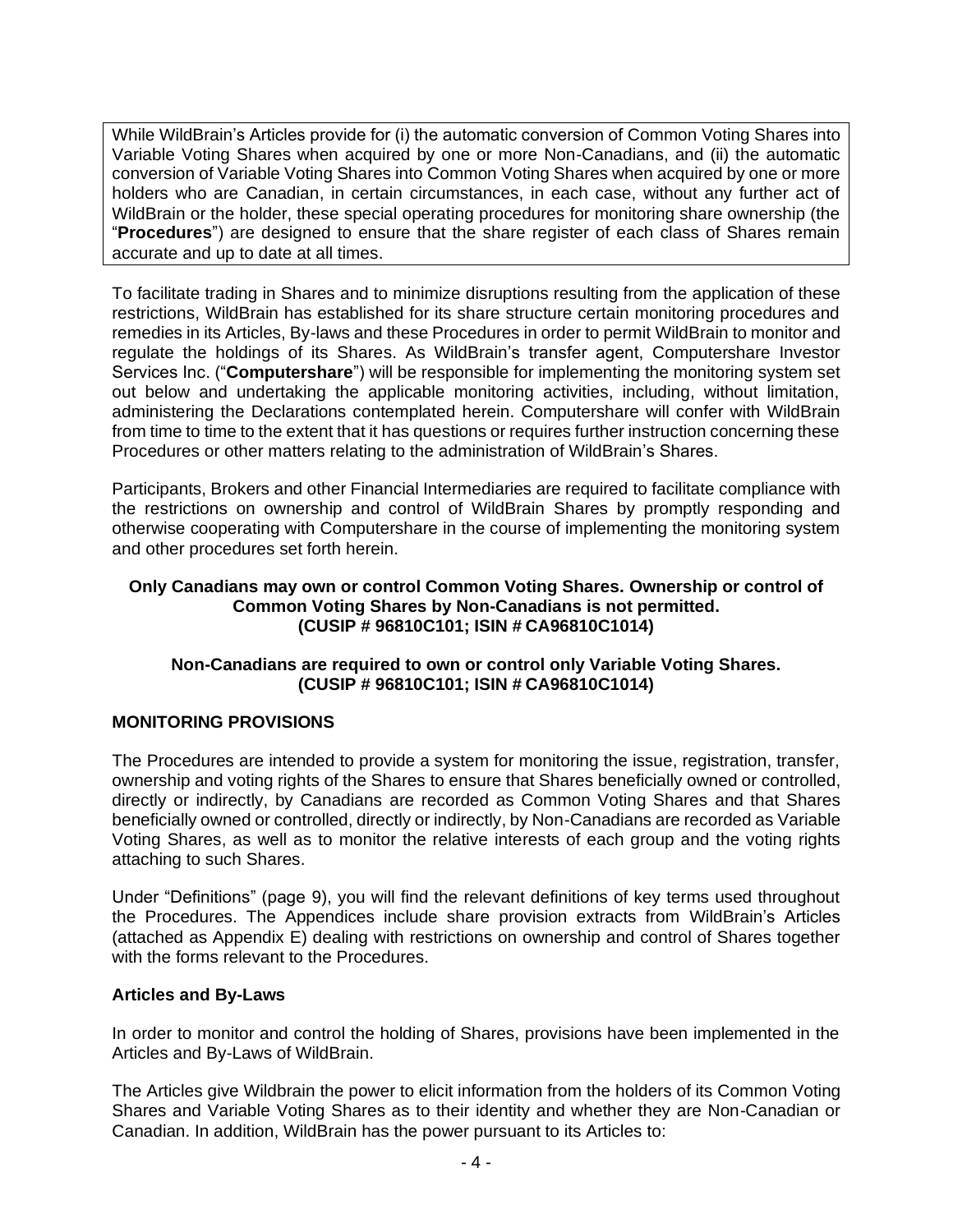While WildBrain's Articles provide for (i) the automatic conversion of Common Voting Shares into Variable Voting Shares when acquired by one or more Non-Canadians, and (ii) the automatic conversion of Variable Voting Shares into Common Voting Shares when acquired by one or more holders who are Canadian, in certain circumstances, in each case, without any further act of WildBrain or the holder, these special operating procedures for monitoring share ownership (the "**Procedures**") are designed to ensure that the share register of each class of Shares remain accurate and up to date at all times.

To facilitate trading in Shares and to minimize disruptions resulting from the application of these restrictions, WildBrain has established for its share structure certain monitoring procedures and remedies in its Articles, By-laws and these Procedures in order to permit WildBrain to monitor and regulate the holdings of its Shares. As WildBrain's transfer agent, Computershare Investor Services Inc. ("**Computershare**") will be responsible for implementing the monitoring system set out below and undertaking the applicable monitoring activities, including, without limitation, administering the Declarations contemplated herein. Computershare will confer with WildBrain from time to time to the extent that it has questions or requires further instruction concerning these Procedures or other matters relating to the administration of WildBrain's Shares.

Participants, Brokers and other Financial Intermediaries are required to facilitate compliance with the restrictions on ownership and control of WildBrain Shares by promptly responding and otherwise cooperating with Computershare in the course of implementing the monitoring system and other procedures set forth herein.

**Only Canadians may own or control Common Voting Shares. Ownership or control of Common Voting Shares by Non-Canadians is not permitted. (CUSIP # 96810C101; ISIN # CA96810C1014)**

**Non-Canadians are required to own or control only Variable Voting Shares. (CUSIP # 96810C101; ISIN # CA96810C1014)**

## MONITORING PROVISIONS

The Procedures are intended to provide a system for monitoring the issue, registration, transfer, ownership and voting rights of the Shares to ensure that Shares beneficially owned or controlled, directly or indirectly, by Canadians are recorded as Common Voting Shares and that Shares beneficially owned or controlled, directly or indirectly, by Non-Canadians are recorded as Variable Voting Shares, as well as to monitor the relative interests of each group and the voting rights attaching to such Shares.

Under "Definitions" (page 9), you will find the relevant definitions of key terms used throughout the Procedures. The Appendices include share provision extracts from WildBrain's Articles (attached as Appendix E) dealing with restrictions on ownership and control of Shares together with the forms relevant to the Procedures.

### Articles and By-Laws

In order to monitor and control the holding of Shares, provisions have been implemented in the Articles and By-Laws of WildBrain.

The Articles give Wildbrain the power to elicit information from the holders of its Common Voting Shares and Variable Voting Shares as to their identity and whether they are Non-Canadian or Canadian. In addition, WildBrain has the power pursuant to its Articles to: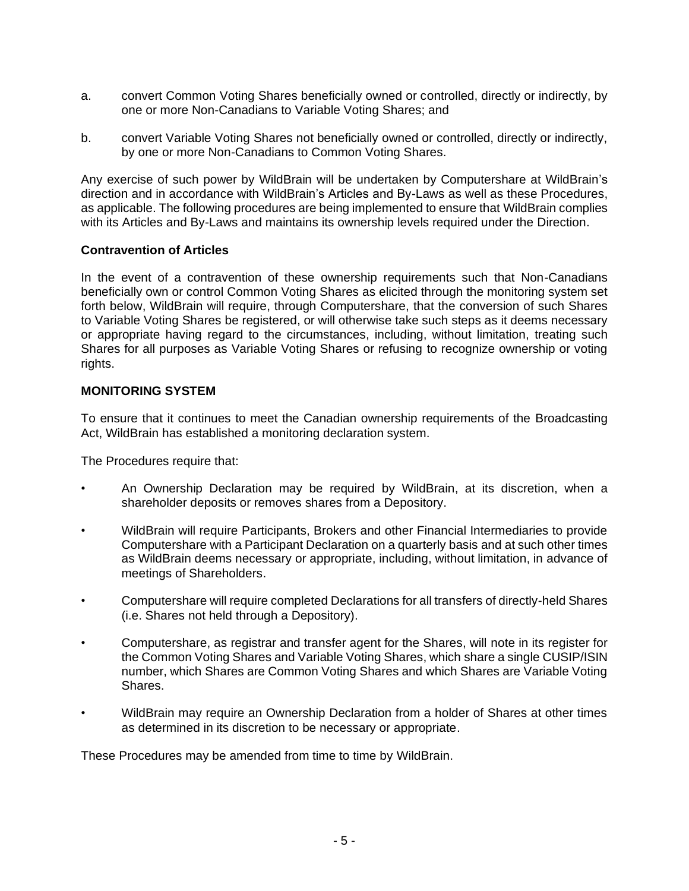a. convert Common Voting Shares beneficially owned or controlled, directly or indirectly, by one or more Non-Canadians to Variable Voting Shares; and

b. convert Variable Voting Shares not beneficially owned or controlled, directly or indirectly, by one or more Non-Canadians to Common Voting Shares.

Any exercise of such power by WildBrain will be undertaken by Computershare at WildBrain's direction and in accordance with WildBrain's Articles and By-Laws as well as these Procedures, as applicable. The following procedures are being implemented to ensure that WildBrain complies with its Articles and By-Laws and maintains its ownership levels required under the Direction.

**Contravention of Articles**

In the event of a contravention of these ownership requirements such that Non-Canadians beneficially own or control Common Voting Shares as elicited through the monitoring system set forth below, WildBrain will require, through Computershare, that the conversion of such Shares to Variable Voting Shares be registered, or will otherwise take such steps as it deems necessary or appropriate having regard to the circumstances, including, without limitation, treating such Shares for all purposes as Variable Voting Shares or refusing to recognize ownership or voting rights.

**MONITORING SYSTEM**

To ensure that it continues to meet the Canadian ownership requirements of the Broadcasting Act, WildBrain has established a monitoring declaration system.

The Procedures require that:

- An Ownership Declaration may be required by WildBrain, at its discretion, when a shareholder deposits or removes shares from a Depository.
- WildBrain will require Participants, Brokers and other Financial Intermediaries to provide Computershare with a Participant Declaration on a quarterly basis and at such other times as WildBrain deems necessary or appropriate, including, without limitation, in advance of meetings of Shareholders.
- Computershare will require completed Declarations for all transfers of directly-held Shares (i.e. Shares not held through a Depository).
- Computershare, as registrar and transfer agent for the Shares, will note in its register for the Common Voting Shares and Variable Voting Shares, which share a single CUSIP/ISIN number, which Shares are Common Voting Shares and which Shares are Variable Voting Shares.
- WildBrain may require an Ownership Declaration from a holder of Shares at other times as determined in its discretion to be necessary or appropriate.

These Procedures may be amended from time to time by WildBrain.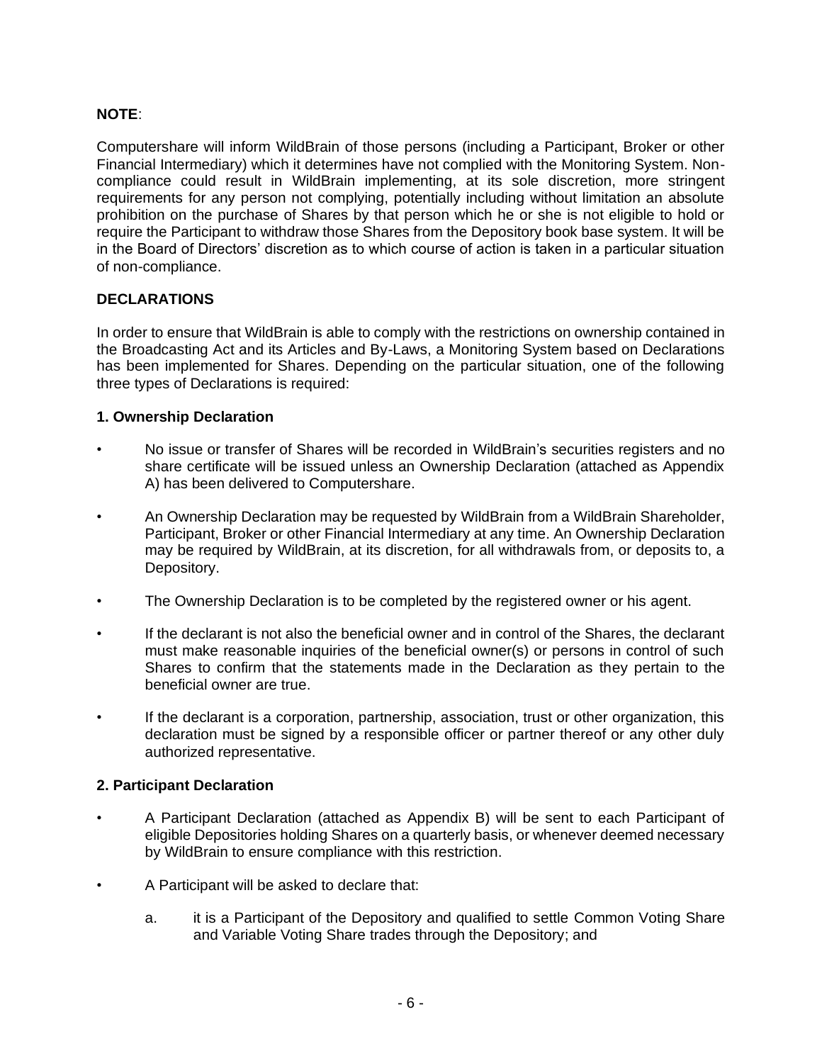**NOTE**:

Computershare will inform WildBrain of those persons (including a Participant, Broker or other Financial Intermediary) which it determines have not complied with the Monitoring System. Non-compliance could result in WildBrain implementing, at its sole discretion, more stringent requirements for any person not complying, potentially including without limitation an absolute prohibition on the purchase of Shares by that person which he or she is not eligible to hold or require the Participant to withdraw those Shares from the Depository book base system. It will be in the Board of Directors' discretion as to which course of action is taken in a particular situation of non-compliance.

**DECLARATIONS**

In order to ensure that WildBrain is able to comply with the restrictions on ownership contained in the Broadcasting Act and its Articles and By-Laws, a Monitoring System based on Declarations has been implemented for Shares. Depending on the particular situation, one of the following three types of Declarations is required:

**1. Ownership Declaration**

- No issue or transfer of Shares will be recorded in WildBrain's securities registers and no share certificate will be issued unless an Ownership Declaration (attached as Appendix A) has been delivered to Computershare.
- An Ownership Declaration may be requested by WildBrain from a WildBrain Shareholder, Participant, Broker or other Financial Intermediary at any time. An Ownership Declaration may be required by WildBrain, at its discretion, for all withdrawals from, or deposits to, a Depository.
- The Ownership Declaration is to be completed by the registered owner or his agent.
- If the declarant is not also the beneficial owner and in control of the Shares, the declarant must make reasonable inquiries of the beneficial owner(s) or persons in control of such Shares to confirm that the statements made in the Declaration as they pertain to the beneficial owner are true.
- If the declarant is a corporation, partnership, association, trust or other organization, this declaration must be signed by a responsible officer or partner thereof or any other duly authorized representative.

**2. Participant Declaration**

- A Participant Declaration (attached as Appendix B) will be sent to each Participant of eligible Depositories holding Shares on a quarterly basis, or whenever deemed necessary by WildBrain to ensure compliance with this restriction.
- A Participant will be asked to declare that:
  a. it is a Participant of the Depository and qualified to settle Common Voting Share and Variable Voting Share trades through the Depository; and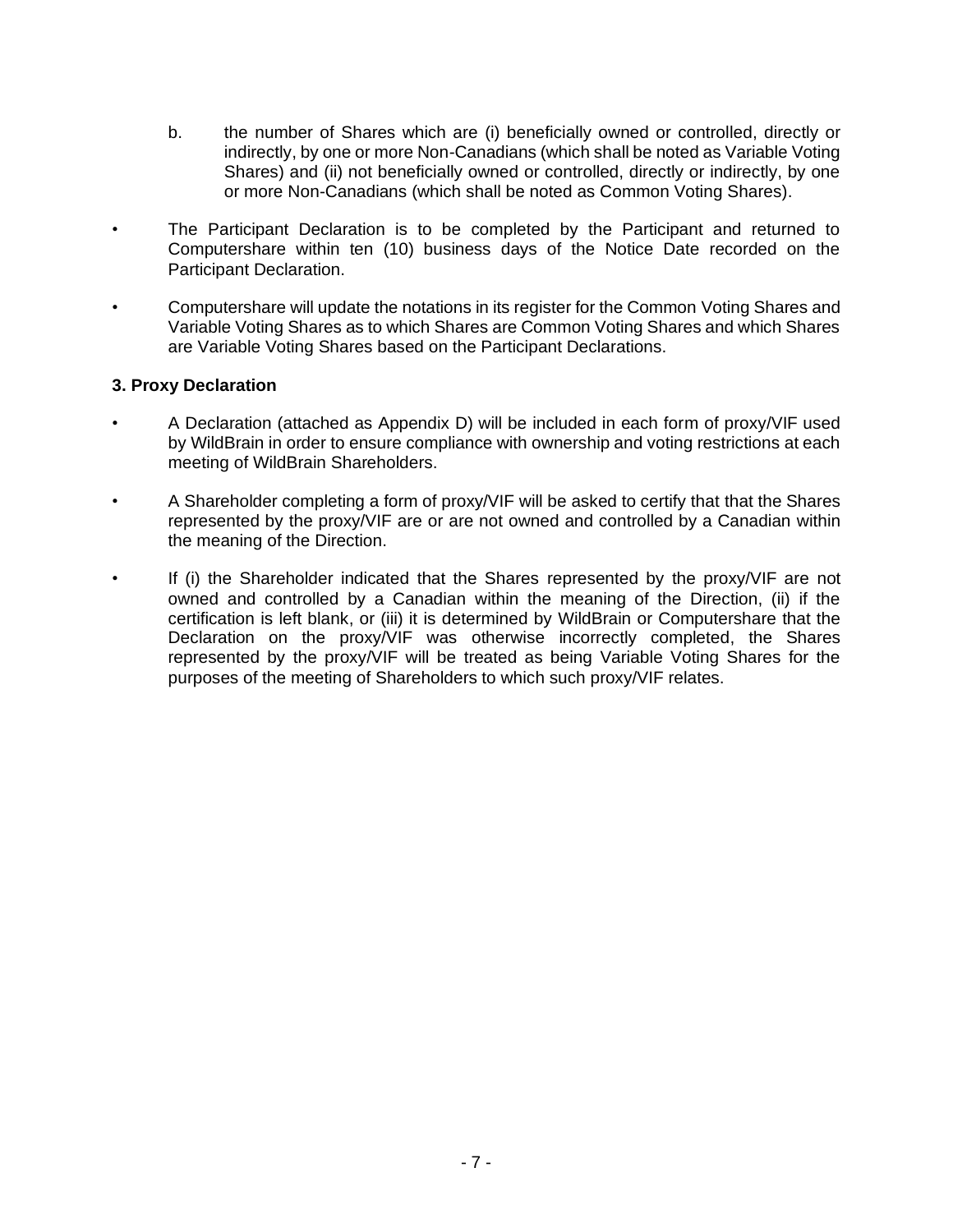b. the number of Shares which are (i) beneficially owned or controlled, directly or indirectly, by one or more Non-Canadians (which shall be noted as Variable Voting Shares) and (ii) not beneficially owned or controlled, directly or indirectly, by one or more Non-Canadians (which shall be noted as Common Voting Shares).

- The Participant Declaration is to be completed by the Participant and returned to Computershare within ten (10) business days of the Notice Date recorded on the Participant Declaration.
- Computershare will update the notations in its register for the Common Voting Shares and Variable Voting Shares as to which Shares are Common Voting Shares and which Shares are Variable Voting Shares based on the Participant Declarations.

**3. Proxy Declaration**

- A Declaration (attached as Appendix D) will be included in each form of proxy/VIF used by WildBrain in order to ensure compliance with ownership and voting restrictions at each meeting of WildBrain Shareholders.
- A Shareholder completing a form of proxy/VIF will be asked to certify that that the Shares represented by the proxy/VIF are or are not owned and controlled by a Canadian within the meaning of the Direction.
- If (i) the Shareholder indicated that the Shares represented by the proxy/VIF are not owned and controlled by a Canadian within the meaning of the Direction, (ii) if the certification is left blank, or (iii) it is determined by WildBrain or Computershare that the Declaration on the proxy/VIF was otherwise incorrectly completed, the Shares represented by the proxy/VIF will be treated as being Variable Voting Shares for the purposes of the meeting of Shareholders to which such proxy/VIF relates.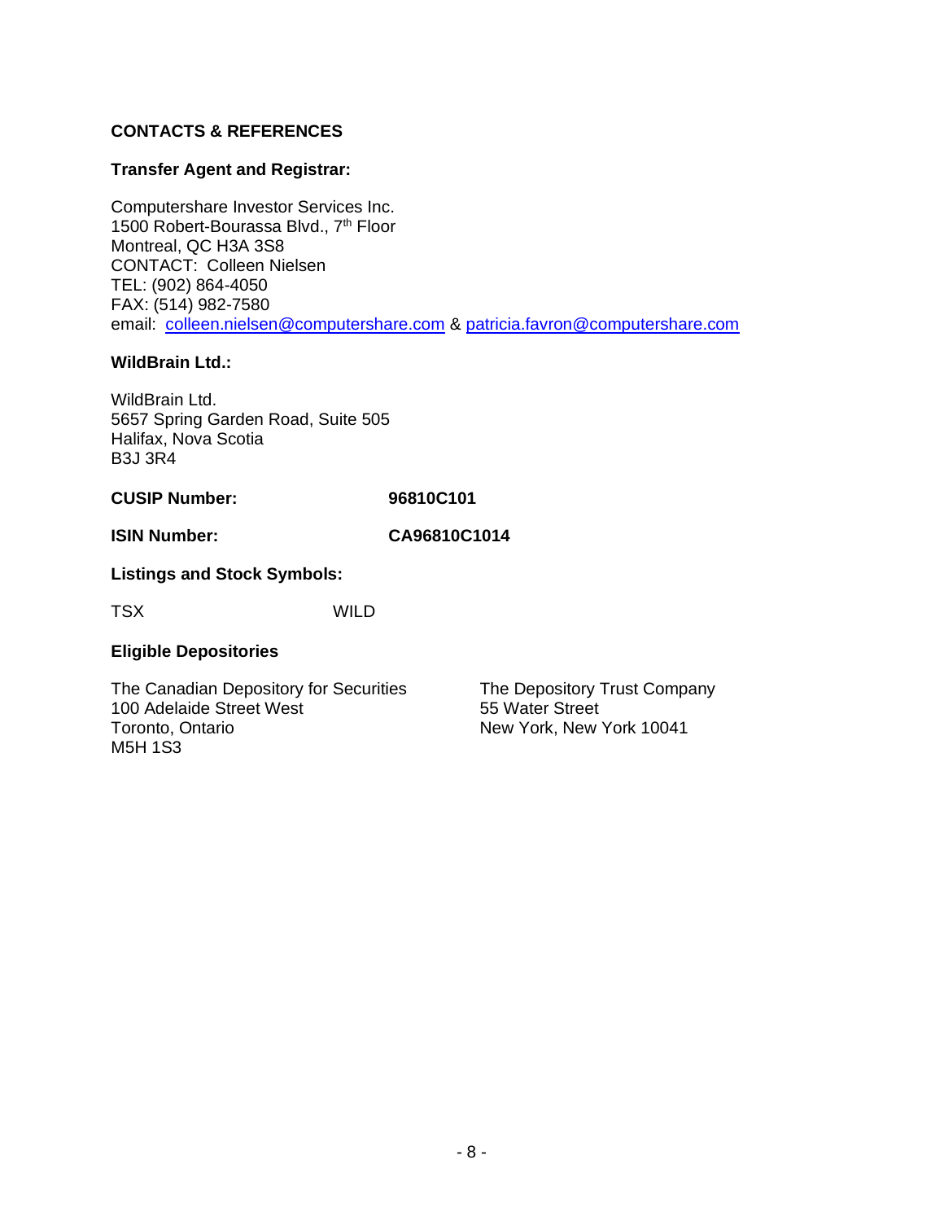## CONTACTS & REFERENCES

**Transfer Agent and Registrar:**

Computershare Investor Services Inc.
1500 Robert-Bourassa Blvd., 7th Floor
Montreal, QC H3A 3S8
CONTACT: Colleen Nielsen
TEL: (902) 864-4050
FAX: (514) 982-7580
email: colleen.nielsen@computershare.com & patricia.favron@computershare.com

**WildBrain Ltd.:**

WildBrain Ltd.
5657 Spring Garden Road, Suite 505
Halifax, Nova Scotia
B3J 3R4

**CUSIP Number:** **96810C101**

**ISIN Number:** **CA96810C1014**

**Listings and Stock Symbols:**

TSX WILD

**Eligible Depositories**

The Canadian Depository for Securities
100 Adelaide Street West
Toronto, Ontario
M5H 1S3

The Depository Trust Company
55 Water Street
New York, New York 10041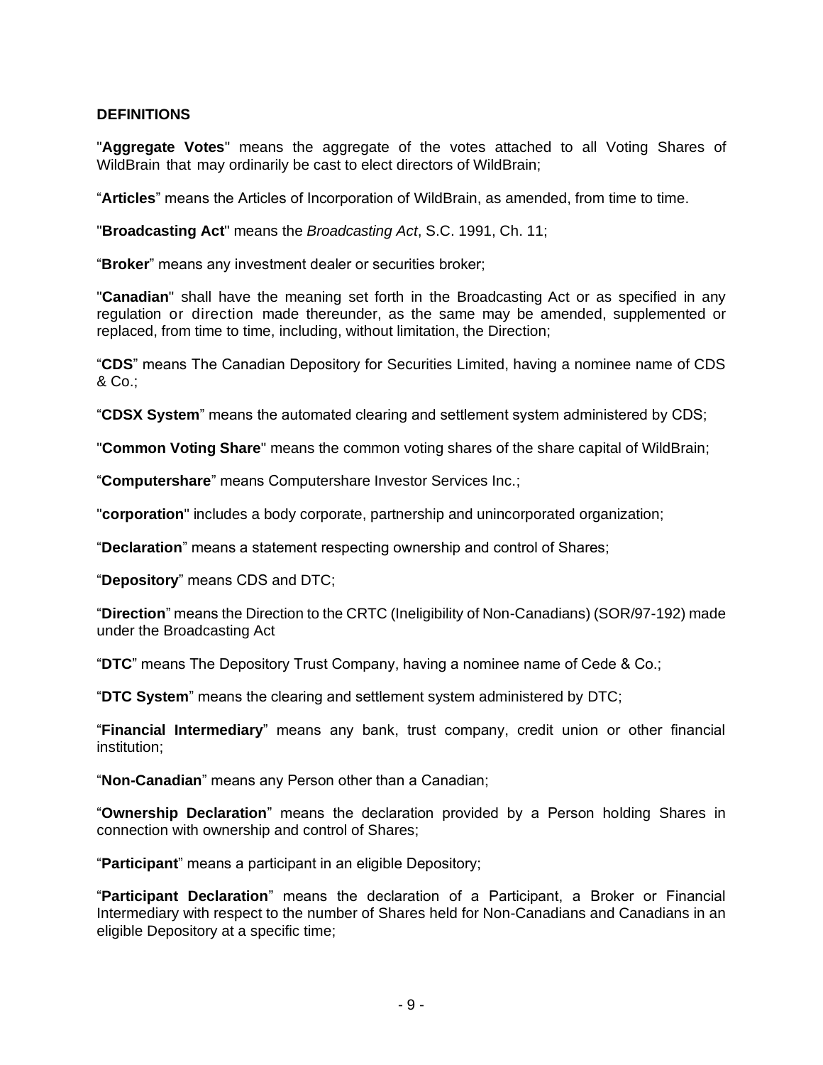## DEFINITIONS

"**Aggregate Votes**" means the aggregate of the votes attached to all Voting Shares of WildBrain that may ordinarily be cast to elect directors of WildBrain;

"**Articles**" means the Articles of Incorporation of WildBrain, as amended, from time to time.

"**Broadcasting Act**" means the *Broadcasting Act*, S.C. 1991, Ch. 11;

"**Broker**" means any investment dealer or securities broker;

"**Canadian**" shall have the meaning set forth in the Broadcasting Act or as specified in any regulation or direction made thereunder, as the same may be amended, supplemented or replaced, from time to time, including, without limitation, the Direction;

"**CDS**" means The Canadian Depository for Securities Limited, having a nominee name of CDS & Co.;

"**CDSX System**" means the automated clearing and settlement system administered by CDS;

"**Common Voting Share**" means the common voting shares of the share capital of WildBrain;

"**Computershare**" means Computershare Investor Services Inc.;

"**corporation**" includes a body corporate, partnership and unincorporated organization;

"**Declaration**" means a statement respecting ownership and control of Shares;

"**Depository**" means CDS and DTC;

"**Direction**" means the Direction to the CRTC (Ineligibility of Non-Canadians) (SOR/97-192) made under the Broadcasting Act

"**DTC**" means The Depository Trust Company, having a nominee name of Cede & Co.;

"**DTC System**" means the clearing and settlement system administered by DTC;

"**Financial Intermediary**" means any bank, trust company, credit union or other financial institution;

"**Non-Canadian**" means any Person other than a Canadian;

"**Ownership Declaration**" means the declaration provided by a Person holding Shares in connection with ownership and control of Shares;

"**Participant**" means a participant in an eligible Depository;

"**Participant Declaration**" means the declaration of a Participant, a Broker or Financial Intermediary with respect to the number of Shares held for Non-Canadians and Canadians in an eligible Depository at a specific time;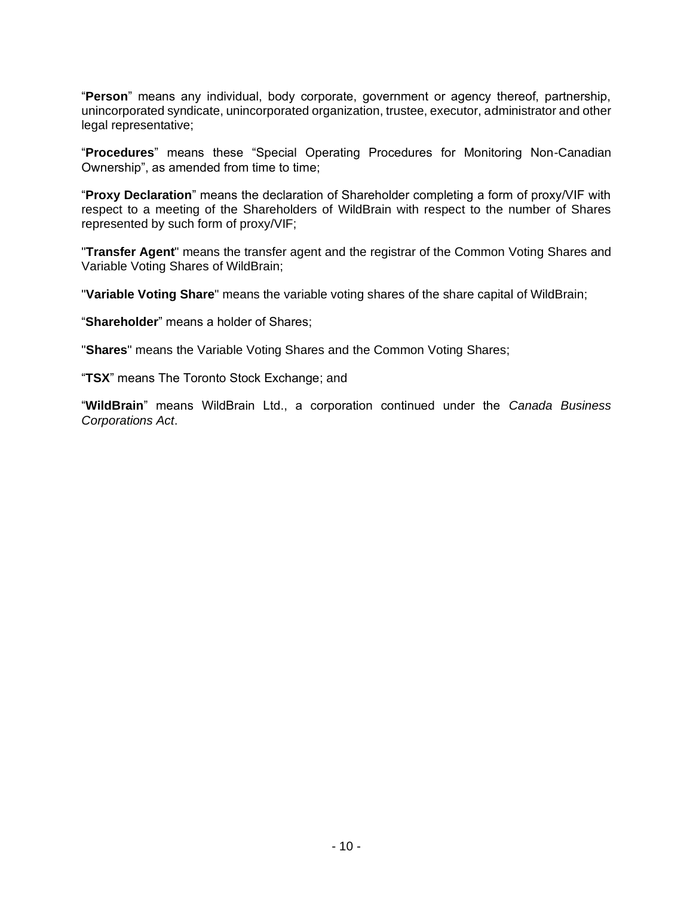"**Person**" means any individual, body corporate, government or agency thereof, partnership, unincorporated syndicate, unincorporated organization, trustee, executor, administrator and other legal representative;

"**Procedures**" means these "Special Operating Procedures for Monitoring Non-Canadian Ownership", as amended from time to time;

"**Proxy Declaration**" means the declaration of Shareholder completing a form of proxy/VIF with respect to a meeting of the Shareholders of WildBrain with respect to the number of Shares represented by such form of proxy/VIF;

"**Transfer Agent**" means the transfer agent and the registrar of the Common Voting Shares and Variable Voting Shares of WildBrain;

"**Variable Voting Share**" means the variable voting shares of the share capital of WildBrain;

"**Shareholder**" means a holder of Shares;

"**Shares**" means the Variable Voting Shares and the Common Voting Shares;

"**TSX**" means The Toronto Stock Exchange; and

"**WildBrain**" means WildBrain Ltd., a corporation continued under the *Canada Business Corporations Act*.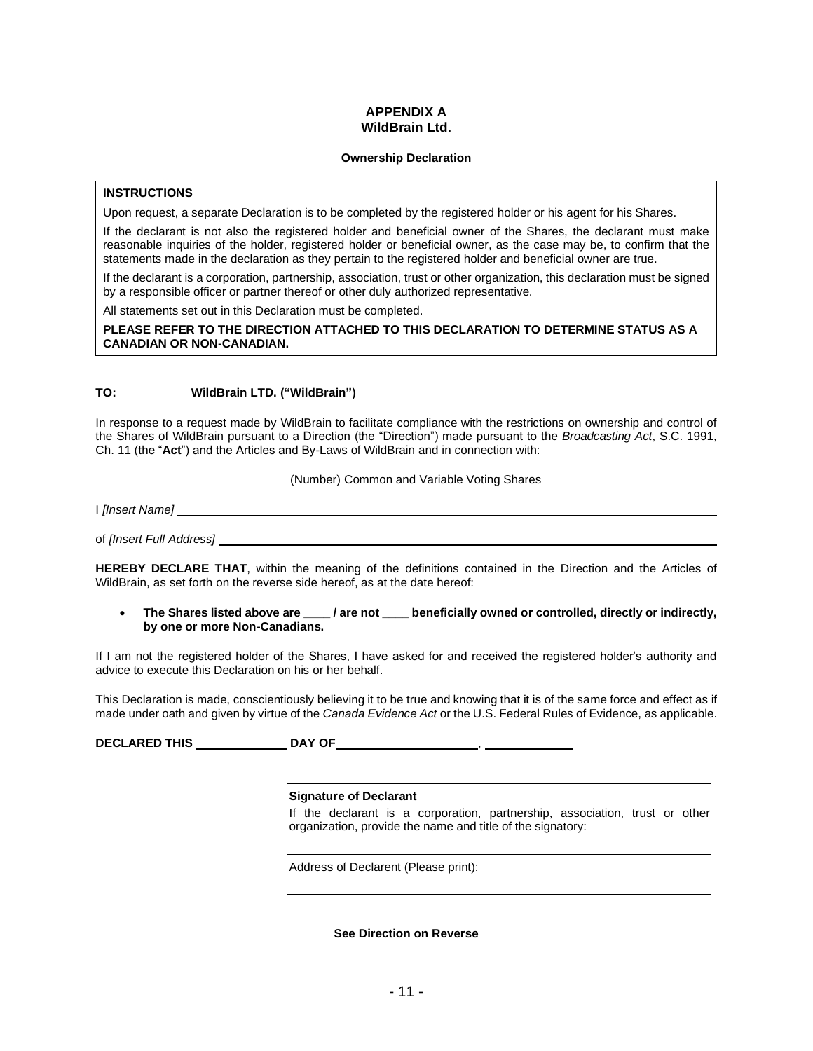# APPENDIX A
## WildBrain Ltd.

### Ownership Declaration

**INSTRUCTIONS**

Upon request, a separate Declaration is to be completed by the registered holder or his agent for his Shares.

If the declarant is not also the registered holder and beneficial owner of the Shares, the declarant must make reasonable inquiries of the holder, registered holder or beneficial owner, as the case may be, to confirm that the statements made in the declaration as they pertain to the registered holder and beneficial owner are true.

If the declarant is a corporation, partnership, association, trust or other organization, this declaration must be signed by a responsible officer or partner thereof or other duly authorized representative.

All statements set out in this Declaration must be completed.

**PLEASE REFER TO THE DIRECTION ATTACHED TO THIS DECLARATION TO DETERMINE STATUS AS A CANADIAN OR NON-CANADIAN.**

**TO: WildBrain LTD. ("WildBrain")**

In response to a request made by WildBrain to facilitate compliance with the restrictions on ownership and control of the Shares of WildBrain pursuant to a Direction (the "Direction") made pursuant to the *Broadcasting Act*, S.C. 1991, Ch. 11 (the "**Act**") and the Articles and By-Laws of WildBrain and in connection with:

______________ (Number) Common and Variable Voting Shares

I *[Insert Name]* ____________________________________________

of *[Insert Full Address]* ____________________________________________

**HEREBY DECLARE THAT**, within the meaning of the definitions contained in the Direction and the Articles of WildBrain, as set forth on the reverse side hereof, as at the date hereof:

- **The Shares listed above are ____ / are not ____ beneficially owned or controlled, directly or indirectly, by one or more Non-Canadians.**

If I am not the registered holder of the Shares, I have asked for and received the registered holder's authority and advice to execute this Declaration on his or her behalf.

This Declaration is made, conscientiously believing it to be true and knowing that it is of the same force and effect as if made under oath and given by virtue of the *Canada Evidence Act* or the U.S. Federal Rules of Evidence, as applicable.

**DECLARED THIS** ______________ **DAY OF** ______________________, ______________

____________________________________________

**Signature of Declarant**

If the declarant is a corporation, partnership, association, trust or other organization, provide the name and title of the signatory:

____________________________________________

Address of Declarent (Please print):

____________________________________________

**See Direction on Reverse**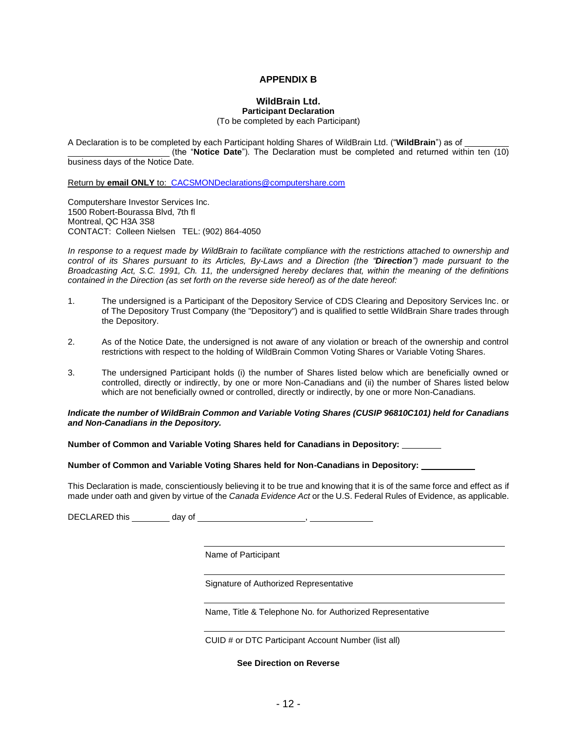# APPENDIX B

## WildBrain Ltd.

**Participant Declaration**

(To be completed by each Participant)

A Declaration is to be completed by each Participant holding Shares of WildBrain Ltd. ("**WildBrain**") as of \_\_\_\_\_\_\_\_\_\_ \_\_\_\_\_\_\_\_\_\_\_\_\_\_\_\_\_\_\_\_\_\_ (the "**Notice Date**"). The Declaration must be completed and returned within ten (10) business days of the Notice Date.

Return by **email ONLY** to: CACSMONDeclarations@computershare.com

Computershare Investor Services Inc.
1500 Robert-Bourassa Blvd, 7th fl
Montreal, QC H3A 3S8
CONTACT: Colleen Nielsen TEL: (902) 864-4050

*In response to a request made by WildBrain to facilitate compliance with the restrictions attached to ownership and control of its Shares pursuant to its Articles, By-Laws and a Direction (the "**Direction**") made pursuant to the Broadcasting Act, S.C. 1991, Ch. 11, the undersigned hereby declares that, within the meaning of the definitions contained in the Direction (as set forth on the reverse side hereof) as of the date hereof:*

1. The undersigned is a Participant of the Depository Service of CDS Clearing and Depository Services Inc. or of The Depository Trust Company (the "Depository") and is qualified to settle WildBrain Share trades through the Depository.

2. As of the Notice Date, the undersigned is not aware of any violation or breach of the ownership and control restrictions with respect to the holding of WildBrain Common Voting Shares or Variable Voting Shares.

3. The undersigned Participant holds (i) the number of Shares listed below which are beneficially owned or controlled, directly or indirectly, by one or more Non-Canadians and (ii) the number of Shares listed below which are not beneficially owned or controlled, directly or indirectly, by one or more Non-Canadians.

***Indicate the number of WildBrain Common and Variable Voting Shares (CUSIP 96810C101) held for Canadians and Non-Canadians in the Depository.***

**Number of Common and Variable Voting Shares held for Canadians in Depository:** \_\_\_\_\_\_\_\_

**Number of Common and Variable Voting Shares held for Non-Canadians in Depository:** \_\_\_\_\_\_\_\_\_\_\_

This Declaration is made, conscientiously believing it to be true and knowing that it is of the same force and effect as if made under oath and given by virtue of the *Canada Evidence Act* or the U.S. Federal Rules of Evidence, as applicable.

DECLARED this \_\_\_\_\_\_\_\_ day of \_\_\_\_\_\_\_\_\_\_\_\_\_\_\_\_\_\_\_\_\_\_, \_\_\_\_\_\_\_\_\_\_\_\_\_

\_\_\_\_\_\_\_\_\_\_\_\_\_\_\_\_\_\_\_\_\_\_\_\_\_\_\_\_\_\_\_\_\_\_\_\_\_\_\_\_
Name of Participant

\_\_\_\_\_\_\_\_\_\_\_\_\_\_\_\_\_\_\_\_\_\_\_\_\_\_\_\_\_\_\_\_\_\_\_\_\_\_\_\_
Signature of Authorized Representative

\_\_\_\_\_\_\_\_\_\_\_\_\_\_\_\_\_\_\_\_\_\_\_\_\_\_\_\_\_\_\_\_\_\_\_\_\_\_\_\_
Name, Title & Telephone No. for Authorized Representative

\_\_\_\_\_\_\_\_\_\_\_\_\_\_\_\_\_\_\_\_\_\_\_\_\_\_\_\_\_\_\_\_\_\_\_\_\_\_\_\_
CUID # or DTC Participant Account Number (list all)

**See Direction on Reverse**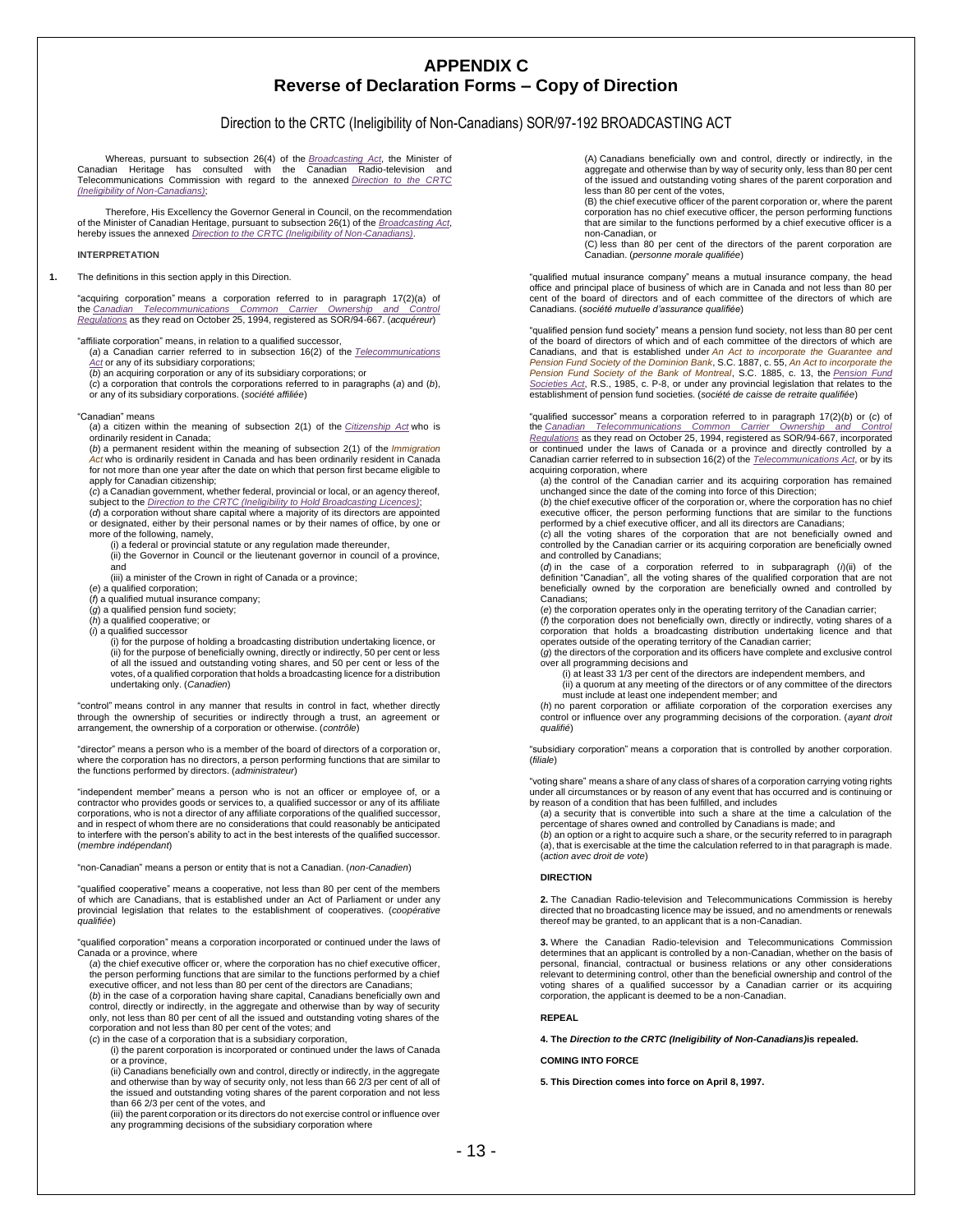# APPENDIX C
# Reverse of Declaration Forms – Copy of Direction

## Direction to the CRTC (Ineligibility of Non-Canadians) SOR/97-192 BROADCASTING ACT

Whereas, pursuant to subsection 26(4) of the *Broadcasting Act*, the Minister of Canadian Heritage has consulted with the Canadian Radio-television and Telecommunications Commission with regard to the annexed *Direction to the CRTC (Ineligibility of Non-Canadians)*;

Therefore, His Excellency the Governor General in Council, on the recommendation of the Minister of Canadian Heritage, pursuant to subsection 26(1) of the *Broadcasting Act*, hereby issues the annexed *Direction to the CRTC (Ineligibility of Non-Canadians)*.

### INTERPRETATION

**1.** The definitions in this section apply in this Direction.

"acquiring corporation" means a corporation referred to in paragraph 17(2)(a) of the *Canadian Telecommunications Common Carrier Ownership and Control Regulations* as they read on October 25, 1994, registered as SOR/94-667. (*acquéreur*)

"affiliate corporation" means, in relation to a qualified successor,

(*a*) a Canadian carrier referred to in subsection 16(2) of the *Telecommunications Act* or any of its subsidiary corporations;

(*b*) an acquiring corporation or any of its subsidiary corporations; or

(*c*) a corporation that controls the corporations referred to in paragraphs (*a*) and (*b*), or any of its subsidiary corporations. (*société affiliée*)

"Canadian" means

(*a*) a citizen within the meaning of subsection 2(1) of the *Citizenship Act* who is ordinarily resident in Canada;

(*b*) a permanent resident within the meaning of subsection 2(1) of the *Immigration Act* who is ordinarily resident in Canada and has been ordinarily resident in Canada for not more than one year after the date on which that person first became eligible to apply for Canadian citizenship;

(*c*) a Canadian government, whether federal, provincial or local, or an agency thereof, subject to the *Direction to the CRTC (Ineligibility to Hold Broadcasting Licences)*;

(*d*) a corporation without share capital where a majority of its directors are appointed or designated, either by their personal names or by their names of office, by one or more of the following, namely,

(i) a federal or provincial statute or any regulation made thereunder,

(ii) the Governor in Council or the lieutenant governor in council of a province, and

(iii) a minister of the Crown in right of Canada or a province;

(*e*) a qualified corporation;

(*f*) a qualified mutual insurance company;

(*g*) a qualified pension fund society;

(*h*) a qualified cooperative; or

(*i*) a qualified successor

(i) for the purpose of holding a broadcasting distribution undertaking licence, or

(ii) for the purpose of beneficially owning, directly or indirectly, 50 per cent or less of all the issued and outstanding voting shares, and 50 per cent or less of the votes, of a qualified corporation that holds a broadcasting licence for a distribution undertaking only. (*Canadien*)

"control" means control in any manner that results in control in fact, whether directly through the ownership of securities or indirectly through a trust, an agreement or arrangement, the ownership of a corporation or otherwise. (*contrôle*)

"director" means a person who is a member of the board of directors of a corporation or, where the corporation has no directors, a person performing functions that are similar to the functions performed by directors. (*administrateur*)

"independent member" means a person who is not an officer or employee of, or a contractor who provides goods or services to, a qualified successor or any of its affiliate corporations, who is not a director of any affiliate corporations of the qualified successor, and in respect of whom there are no considerations that could reasonably be anticipated to interfere with the person's ability to act in the best interests of the qualified successor. (*membre indépendant*)

"non-Canadian" means a person or entity that is not a Canadian. (*non-Canadien*)

"qualified cooperative" means a cooperative, not less than 80 per cent of the members of which are Canadians, that is established under an Act of Parliament or under any provincial legislation that relates to the establishment of cooperatives. (*coopérative qualifiée*)

"qualified corporation" means a corporation incorporated or continued under the laws of Canada or a province, where

(*a*) the chief executive officer or, where the corporation has no chief executive officer, the person performing functions that are similar to the functions performed by a chief executive officer, and not less than 80 per cent of the directors are Canadians;

(*b*) in the case of a corporation having share capital, Canadians beneficially own and control, directly or indirectly, in the aggregate and otherwise than by way of security only, not less than 80 per cent of all the issued and outstanding voting shares of the corporation and not less than 80 per cent of the votes; and

(*c*) in the case of a corporation that is a subsidiary corporation,

(i) the parent corporation is incorporated or continued under the laws of Canada or a province,

(ii) Canadians beneficially own and control, directly or indirectly, in the aggregate and otherwise than by way of security only, not less than 66 2/3 per cent of all of the issued and outstanding voting shares of the parent corporation and not less than 66 2/3 per cent of the votes, and

(iii) the parent corporation or its directors do not exercise control or influence over any programming decisions of the subsidiary corporation where

(A) Canadians beneficially own and control, directly or indirectly, in the aggregate and otherwise than by way of security only, less than 80 per cent of the issued and outstanding voting shares of the parent corporation and less than 80 per cent of the votes,

(B) the chief executive officer of the parent corporation or, where the parent corporation has no chief executive officer, the person performing functions that are similar to the functions performed by a chief executive officer is a non-Canadian, or

(C) less than 80 per cent of the directors of the parent corporation are Canadian. (*personne morale qualifiée*)

"qualified mutual insurance company" means a mutual insurance company, the head office and principal place of business of which are in Canada and not less than 80 per cent of the board of directors and of each committee of the directors of which are Canadians. (*société mutuelle d'assurance qualifiée*)

"qualified pension fund society" means a pension fund society, not less than 80 per cent of the board of directors of which and of each committee of the directors of which are Canadians, and that is established under *An Act to incorporate the Guarantee and Pension Fund Society of the Dominion Bank*, S.C. 1887, c. 55, *An Act to incorporate the Pension Fund Society of the Bank of Montreal*, S.C. 1885, c. 13, the *Pension Fund Societies Act*, R.S., 1985, c. P-8, or under any provincial legislation that relates to the establishment of pension fund societies. (*société de caisse de retraite qualifiée*)

"qualified successor" means a corporation referred to in paragraph 17(2)(*b*) or (*c*) of the *Canadian Telecommunications Common Carrier Ownership and Control Regulations* as they read on October 25, 1994, registered as SOR/94-667, incorporated or continued under the laws of Canada or a province and directly controlled by a Canadian carrier referred to in subsection 16(2) of the *Telecommunications Act*, or by its acquiring corporation, where

(*a*) the control of the Canadian carrier and its acquiring corporation has remained unchanged since the date of the coming into force of this Direction;

(*b*) the chief executive officer of the corporation or, where the corporation has no chief executive officer, the person performing functions that are similar to the functions performed by a chief executive officer, and all its directors are Canadians;

(*c*) all the voting shares of the corporation that are not beneficially owned and controlled by the Canadian carrier or its acquiring corporation are beneficially owned and controlled by Canadians;

(*d*) in the case of a corporation referred to in subparagraph (*i*)(ii) of the definition "Canadian", all the voting shares of the qualified corporation that are not beneficially owned by the corporation are beneficially owned and controlled by Canadians;

(*e*) the corporation operates only in the operating territory of the Canadian carrier;

(*f*) the corporation does not beneficially own, directly or indirectly, voting shares of a corporation that holds a broadcasting distribution undertaking licence and that operates outside of the operating territory of the Canadian carrier;

(*g*) the directors of the corporation and its officers have complete and exclusive control over all programming decisions and

(i) at least 33 1/3 per cent of the directors are independent members, and

(ii) a quorum at any meeting of the directors or of any committee of the directors must include at least one independent member; and

(*h*) no parent corporation or affiliate corporation of the corporation exercises any control or influence over any programming decisions of the corporation. (*ayant droit qualifié*)

"subsidiary corporation" means a corporation that is controlled by another corporation. (*filiale*)

"voting share" means a share of any class of shares of a corporation carrying voting rights under all circumstances or by reason of any event that has occurred and is continuing or by reason of a condition that has been fulfilled, and includes

(*a*) a security that is convertible into such a share at the time a calculation of the percentage of shares owned and controlled by Canadians is made; and

(*b*) an option or a right to acquire such a share, or the security referred to in paragraph (*a*), that is exercisable at the time the calculation referred to in that paragraph is made. (*action avec droit de vote*)

### DIRECTION

**2.** The Canadian Radio-television and Telecommunications Commission is hereby directed that no broadcasting licence may be issued, and no amendments or renewals thereof may be granted, to an applicant that is a non-Canadian.

**3.** Where the Canadian Radio-television and Telecommunications Commission determines that an applicant is controlled by a non-Canadian, whether on the basis of personal, financial, contractual or business relations or any other considerations relevant to determining control, other than the beneficial ownership and control of the voting shares of a qualified successor by a Canadian carrier or its acquiring corporation, the applicant is deemed to be a non-Canadian.

### REPEAL

**4. The *Direction to the CRTC (Ineligibility of Non-Canadians)*is repealed.**

### COMING INTO FORCE

**5. This Direction comes into force on April 8, 1997.**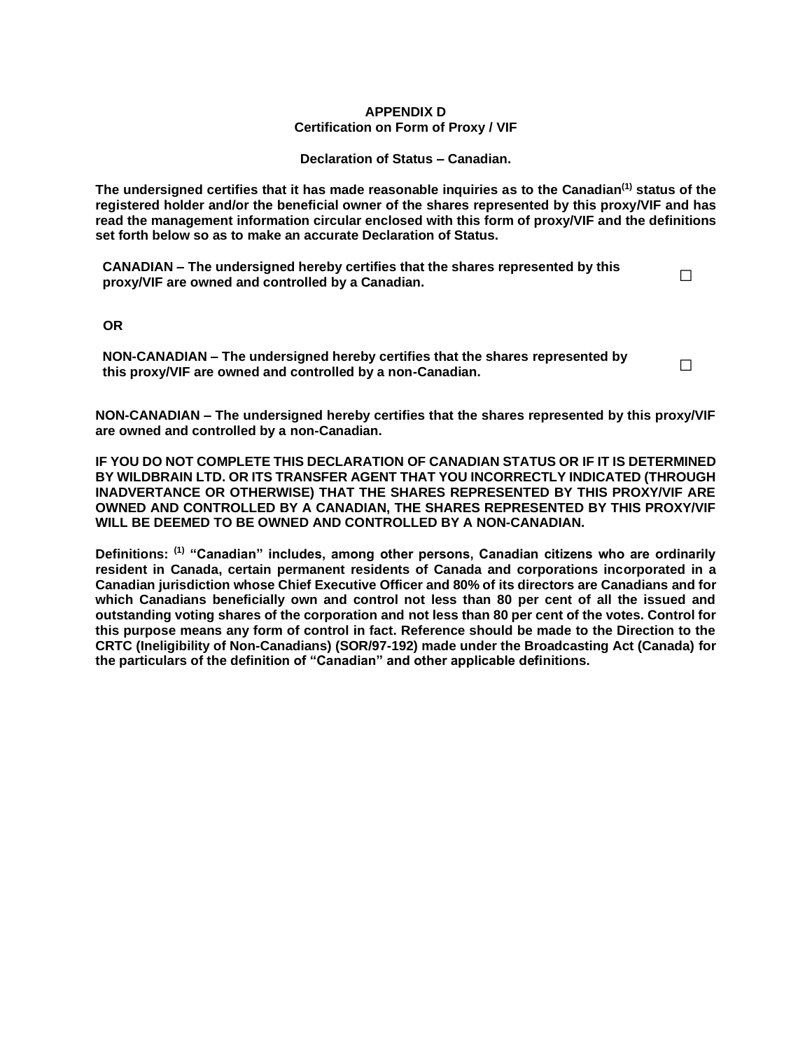**APPENDIX D**
**Certification on Form of Proxy / VIF**

**Declaration of Status – Canadian.**

**The undersigned certifies that it has made reasonable inquiries as to the Canadian[(1)] status of the registered holder and/or the beneficial owner of the shares represented by this proxy/VIF and has read the management information circular enclosed with this form of proxy/VIF and the definitions set forth below so as to make an accurate Declaration of Status.**

**CANADIAN – The undersigned hereby certifies that the shares represented by this proxy/VIF are owned and controlled by a Canadian.** ☐

**OR**

**NON-CANADIAN – The undersigned hereby certifies that the shares represented by this proxy/VIF are owned and controlled by a non-Canadian.** ☐

**NON-CANADIAN – The undersigned hereby certifies that the shares represented by this proxy/VIF are owned and controlled by a non-Canadian.**

**IF YOU DO NOT COMPLETE THIS DECLARATION OF CANADIAN STATUS OR IF IT IS DETERMINED BY WILDBRAIN LTD. OR ITS TRANSFER AGENT THAT YOU INCORRECTLY INDICATED (THROUGH INADVERTANCE OR OTHERWISE) THAT THE SHARES REPRESENTED BY THIS PROXY/VIF ARE OWNED AND CONTROLLED BY A CANADIAN, THE SHARES REPRESENTED BY THIS PROXY/VIF WILL BE DEEMED TO BE OWNED AND CONTROLLED BY A NON-CANADIAN.**

**Definitions: [(1)] "Canadian" includes, among other persons, Canadian citizens who are ordinarily resident in Canada, certain permanent residents of Canada and corporations incorporated in a Canadian jurisdiction whose Chief Executive Officer and 80% of its directors are Canadians and for which Canadians beneficially own and control not less than 80 per cent of all the issued and outstanding voting shares of the corporation and not less than 80 per cent of the votes. Control for this purpose means any form of control in fact. Reference should be made to the Direction to the CRTC (Ineligibility of Non-Canadians) (SOR/97-192) made under the Broadcasting Act (Canada) for the particulars of the definition of "Canadian" and other applicable definitions.**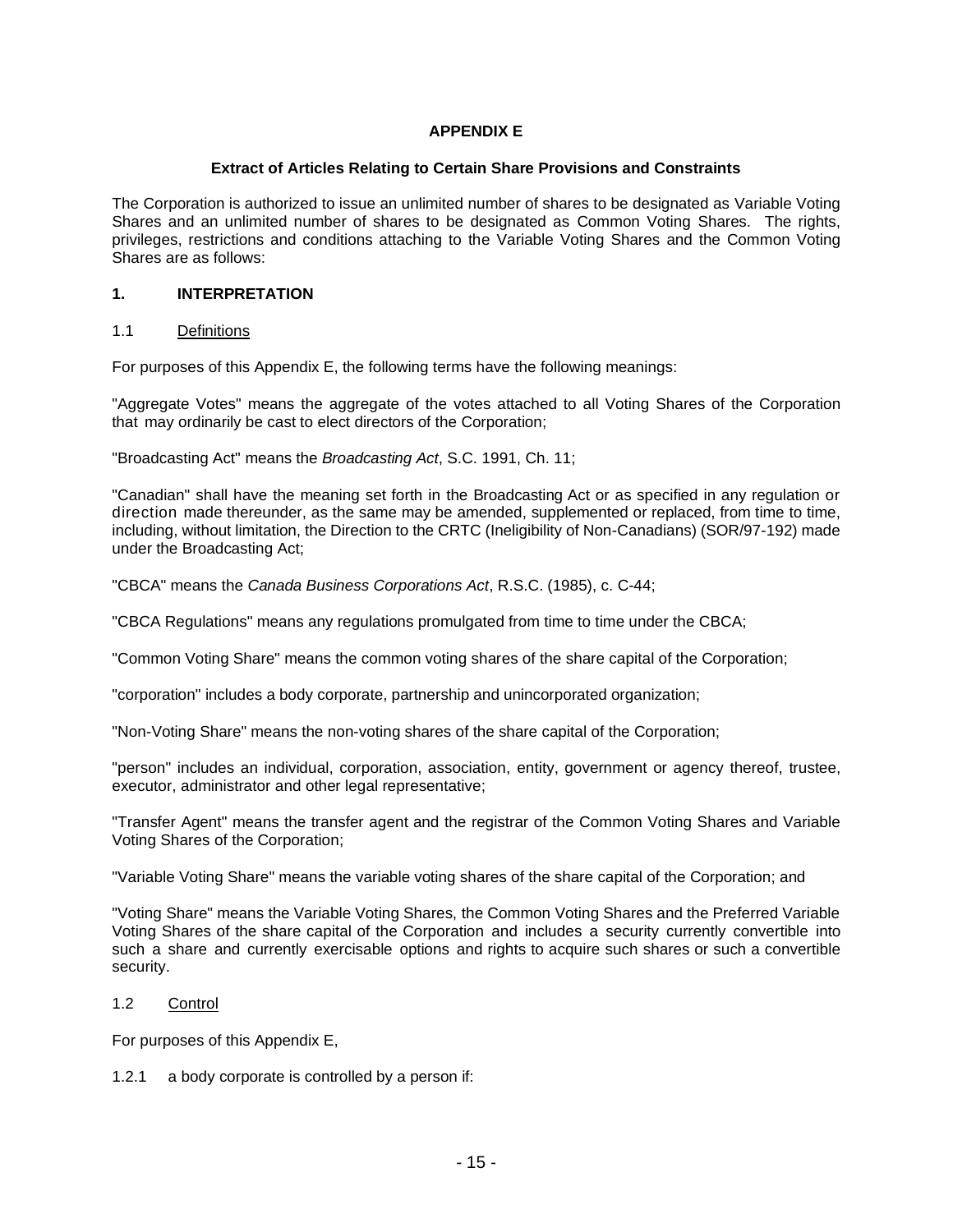# APPENDIX E

## Extract of Articles Relating to Certain Share Provisions and Constraints

The Corporation is authorized to issue an unlimited number of shares to be designated as Variable Voting Shares and an unlimited number of shares to be designated as Common Voting Shares. The rights, privileges, restrictions and conditions attaching to the Variable Voting Shares and the Common Voting Shares are as follows:

### 1. INTERPRETATION

#### 1.1 Definitions

For purposes of this Appendix E, the following terms have the following meanings:

"Aggregate Votes" means the aggregate of the votes attached to all Voting Shares of the Corporation that may ordinarily be cast to elect directors of the Corporation;

"Broadcasting Act" means the *Broadcasting Act*, S.C. 1991, Ch. 11;

"Canadian" shall have the meaning set forth in the Broadcasting Act or as specified in any regulation or direction made thereunder, as the same may be amended, supplemented or replaced, from time to time, including, without limitation, the Direction to the CRTC (Ineligibility of Non-Canadians) (SOR/97-192) made under the Broadcasting Act;

"CBCA" means the *Canada Business Corporations Act*, R.S.C. (1985), c. C-44;

"CBCA Regulations" means any regulations promulgated from time to time under the CBCA;

"Common Voting Share" means the common voting shares of the share capital of the Corporation;

"corporation" includes a body corporate, partnership and unincorporated organization;

"Non-Voting Share" means the non-voting shares of the share capital of the Corporation;

"person" includes an individual, corporation, association, entity, government or agency thereof, trustee, executor, administrator and other legal representative;

"Transfer Agent" means the transfer agent and the registrar of the Common Voting Shares and Variable Voting Shares of the Corporation;

"Variable Voting Share" means the variable voting shares of the share capital of the Corporation; and

"Voting Share" means the Variable Voting Shares, the Common Voting Shares and the Preferred Variable Voting Shares of the share capital of the Corporation and includes a security currently convertible into such a share and currently exercisable options and rights to acquire such shares or such a convertible security.

#### 1.2 Control

For purposes of this Appendix E,

1.2.1 a body corporate is controlled by a person if: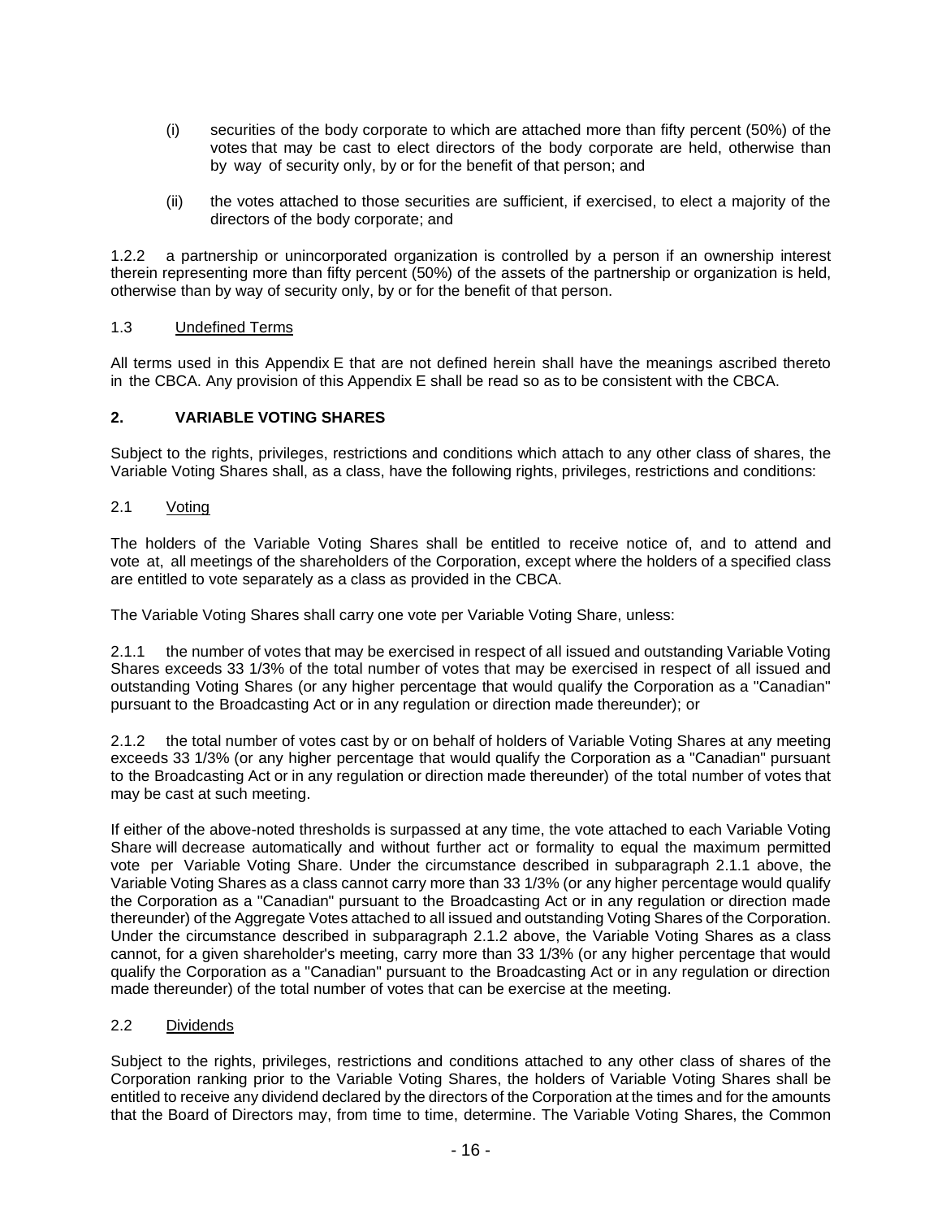(i) securities of the body corporate to which are attached more than fifty percent (50%) of the votes that may be cast to elect directors of the body corporate are held, otherwise than by way of security only, by or for the benefit of that person; and

(ii) the votes attached to those securities are sufficient, if exercised, to elect a majority of the directors of the body corporate; and

1.2.2 a partnership or unincorporated organization is controlled by a person if an ownership interest therein representing more than fifty percent (50%) of the assets of the partnership or organization is held, otherwise than by way of security only, by or for the benefit of that person.

1.3 Undefined Terms

All terms used in this Appendix E that are not defined herein shall have the meanings ascribed thereto in the CBCA. Any provision of this Appendix E shall be read so as to be consistent with the CBCA.

## 2. VARIABLE VOTING SHARES

Subject to the rights, privileges, restrictions and conditions which attach to any other class of shares, the Variable Voting Shares shall, as a class, have the following rights, privileges, restrictions and conditions:

2.1 Voting

The holders of the Variable Voting Shares shall be entitled to receive notice of, and to attend and vote at, all meetings of the shareholders of the Corporation, except where the holders of a specified class are entitled to vote separately as a class as provided in the CBCA.

The Variable Voting Shares shall carry one vote per Variable Voting Share, unless:

2.1.1 the number of votes that may be exercised in respect of all issued and outstanding Variable Voting Shares exceeds 33 1/3% of the total number of votes that may be exercised in respect of all issued and outstanding Voting Shares (or any higher percentage that would qualify the Corporation as a "Canadian" pursuant to the Broadcasting Act or in any regulation or direction made thereunder); or

2.1.2 the total number of votes cast by or on behalf of holders of Variable Voting Shares at any meeting exceeds 33 1/3% (or any higher percentage that would qualify the Corporation as a "Canadian" pursuant to the Broadcasting Act or in any regulation or direction made thereunder) of the total number of votes that may be cast at such meeting.

If either of the above-noted thresholds is surpassed at any time, the vote attached to each Variable Voting Share will decrease automatically and without further act or formality to equal the maximum permitted vote per Variable Voting Share. Under the circumstance described in subparagraph 2.1.1 above, the Variable Voting Shares as a class cannot carry more than 33 1/3% (or any higher percentage would qualify the Corporation as a "Canadian" pursuant to the Broadcasting Act or in any regulation or direction made thereunder) of the Aggregate Votes attached to all issued and outstanding Voting Shares of the Corporation. Under the circumstance described in subparagraph 2.1.2 above, the Variable Voting Shares as a class cannot, for a given shareholder's meeting, carry more than 33 1/3% (or any higher percentage that would qualify the Corporation as a "Canadian" pursuant to the Broadcasting Act or in any regulation or direction made thereunder) of the total number of votes that can be exercise at the meeting.

2.2 Dividends

Subject to the rights, privileges, restrictions and conditions attached to any other class of shares of the Corporation ranking prior to the Variable Voting Shares, the holders of Variable Voting Shares shall be entitled to receive any dividend declared by the directors of the Corporation at the times and for the amounts that the Board of Directors may, from time to time, determine. The Variable Voting Shares, the Common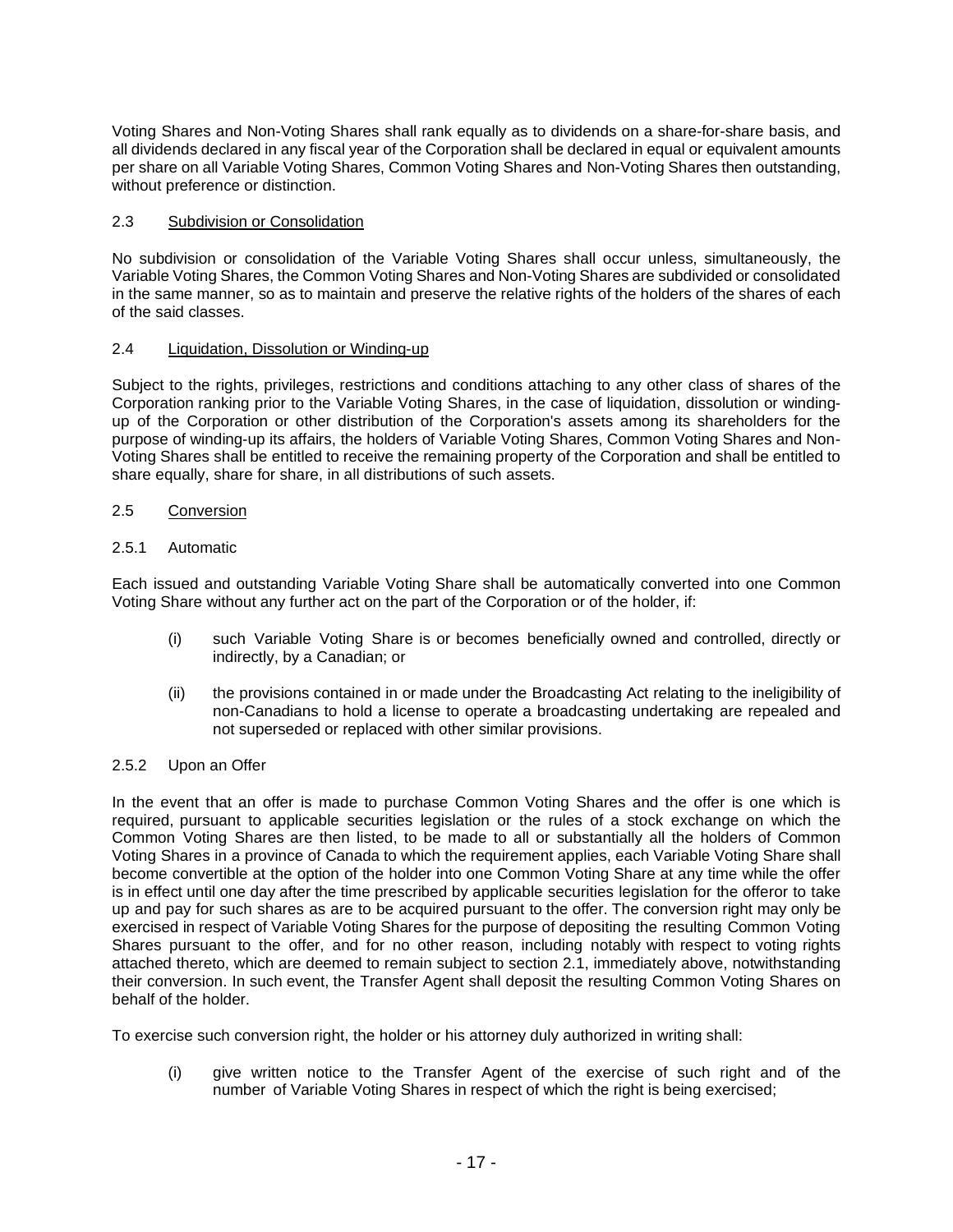Voting Shares and Non-Voting Shares shall rank equally as to dividends on a share-for-share basis, and all dividends declared in any fiscal year of the Corporation shall be declared in equal or equivalent amounts per share on all Variable Voting Shares, Common Voting Shares and Non-Voting Shares then outstanding, without preference or distinction.

### 2.3 Subdivision or Consolidation

No subdivision or consolidation of the Variable Voting Shares shall occur unless, simultaneously, the Variable Voting Shares, the Common Voting Shares and Non-Voting Shares are subdivided or consolidated in the same manner, so as to maintain and preserve the relative rights of the holders of the shares of each of the said classes.

### 2.4 Liquidation, Dissolution or Winding-up

Subject to the rights, privileges, restrictions and conditions attaching to any other class of shares of the Corporation ranking prior to the Variable Voting Shares, in the case of liquidation, dissolution or winding-up of the Corporation or other distribution of the Corporation's assets among its shareholders for the purpose of winding-up its affairs, the holders of Variable Voting Shares, Common Voting Shares and Non-Voting Shares shall be entitled to receive the remaining property of the Corporation and shall be entitled to share equally, share for share, in all distributions of such assets.

### 2.5 Conversion

#### 2.5.1 Automatic

Each issued and outstanding Variable Voting Share shall be automatically converted into one Common Voting Share without any further act on the part of the Corporation or of the holder, if:

(i) such Variable Voting Share is or becomes beneficially owned and controlled, directly or indirectly, by a Canadian; or

(ii) the provisions contained in or made under the Broadcasting Act relating to the ineligibility of non-Canadians to hold a license to operate a broadcasting undertaking are repealed and not superseded or replaced with other similar provisions.

#### 2.5.2 Upon an Offer

In the event that an offer is made to purchase Common Voting Shares and the offer is one which is required, pursuant to applicable securities legislation or the rules of a stock exchange on which the Common Voting Shares are then listed, to be made to all or substantially all the holders of Common Voting Shares in a province of Canada to which the requirement applies, each Variable Voting Share shall become convertible at the option of the holder into one Common Voting Share at any time while the offer is in effect until one day after the time prescribed by applicable securities legislation for the offeror to take up and pay for such shares as are to be acquired pursuant to the offer. The conversion right may only be exercised in respect of Variable Voting Shares for the purpose of depositing the resulting Common Voting Shares pursuant to the offer, and for no other reason, including notably with respect to voting rights attached thereto, which are deemed to remain subject to section 2.1, immediately above, notwithstanding their conversion. In such event, the Transfer Agent shall deposit the resulting Common Voting Shares on behalf of the holder.

To exercise such conversion right, the holder or his attorney duly authorized in writing shall:

(i) give written notice to the Transfer Agent of the exercise of such right and of the number of Variable Voting Shares in respect of which the right is being exercised;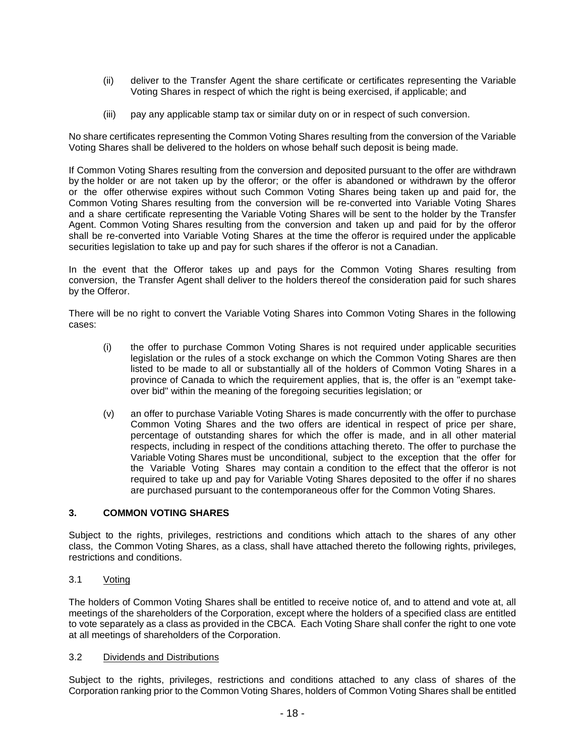(ii) deliver to the Transfer Agent the share certificate or certificates representing the Variable Voting Shares in respect of which the right is being exercised, if applicable; and

(iii) pay any applicable stamp tax or similar duty on or in respect of such conversion.

No share certificates representing the Common Voting Shares resulting from the conversion of the Variable Voting Shares shall be delivered to the holders on whose behalf such deposit is being made.

If Common Voting Shares resulting from the conversion and deposited pursuant to the offer are withdrawn by the holder or are not taken up by the offeror; or the offer is abandoned or withdrawn by the offeror or the offer otherwise expires without such Common Voting Shares being taken up and paid for, the Common Voting Shares resulting from the conversion will be re-converted into Variable Voting Shares and a share certificate representing the Variable Voting Shares will be sent to the holder by the Transfer Agent. Common Voting Shares resulting from the conversion and taken up and paid for by the offeror shall be re-converted into Variable Voting Shares at the time the offeror is required under the applicable securities legislation to take up and pay for such shares if the offeror is not a Canadian.

In the event that the Offeror takes up and pays for the Common Voting Shares resulting from conversion, the Transfer Agent shall deliver to the holders thereof the consideration paid for such shares by the Offeror.

There will be no right to convert the Variable Voting Shares into Common Voting Shares in the following cases:

(i) the offer to purchase Common Voting Shares is not required under applicable securities legislation or the rules of a stock exchange on which the Common Voting Shares are then listed to be made to all or substantially all of the holders of Common Voting Shares in a province of Canada to which the requirement applies, that is, the offer is an "exempt take-over bid" within the meaning of the foregoing securities legislation; or

(v) an offer to purchase Variable Voting Shares is made concurrently with the offer to purchase Common Voting Shares and the two offers are identical in respect of price per share, percentage of outstanding shares for which the offer is made, and in all other material respects, including in respect of the conditions attaching thereto. The offer to purchase the Variable Voting Shares must be unconditional, subject to the exception that the offer for the Variable Voting Shares may contain a condition to the effect that the offeror is not required to take up and pay for Variable Voting Shares deposited to the offer if no shares are purchased pursuant to the contemporaneous offer for the Common Voting Shares.

## 3. COMMON VOTING SHARES

Subject to the rights, privileges, restrictions and conditions which attach to the shares of any other class, the Common Voting Shares, as a class, shall have attached thereto the following rights, privileges, restrictions and conditions.

### 3.1 Voting

The holders of Common Voting Shares shall be entitled to receive notice of, and to attend and vote at, all meetings of the shareholders of the Corporation, except where the holders of a specified class are entitled to vote separately as a class as provided in the CBCA. Each Voting Share shall confer the right to one vote at all meetings of shareholders of the Corporation.

### 3.2 Dividends and Distributions

Subject to the rights, privileges, restrictions and conditions attached to any class of shares of the Corporation ranking prior to the Common Voting Shares, holders of Common Voting Shares shall be entitled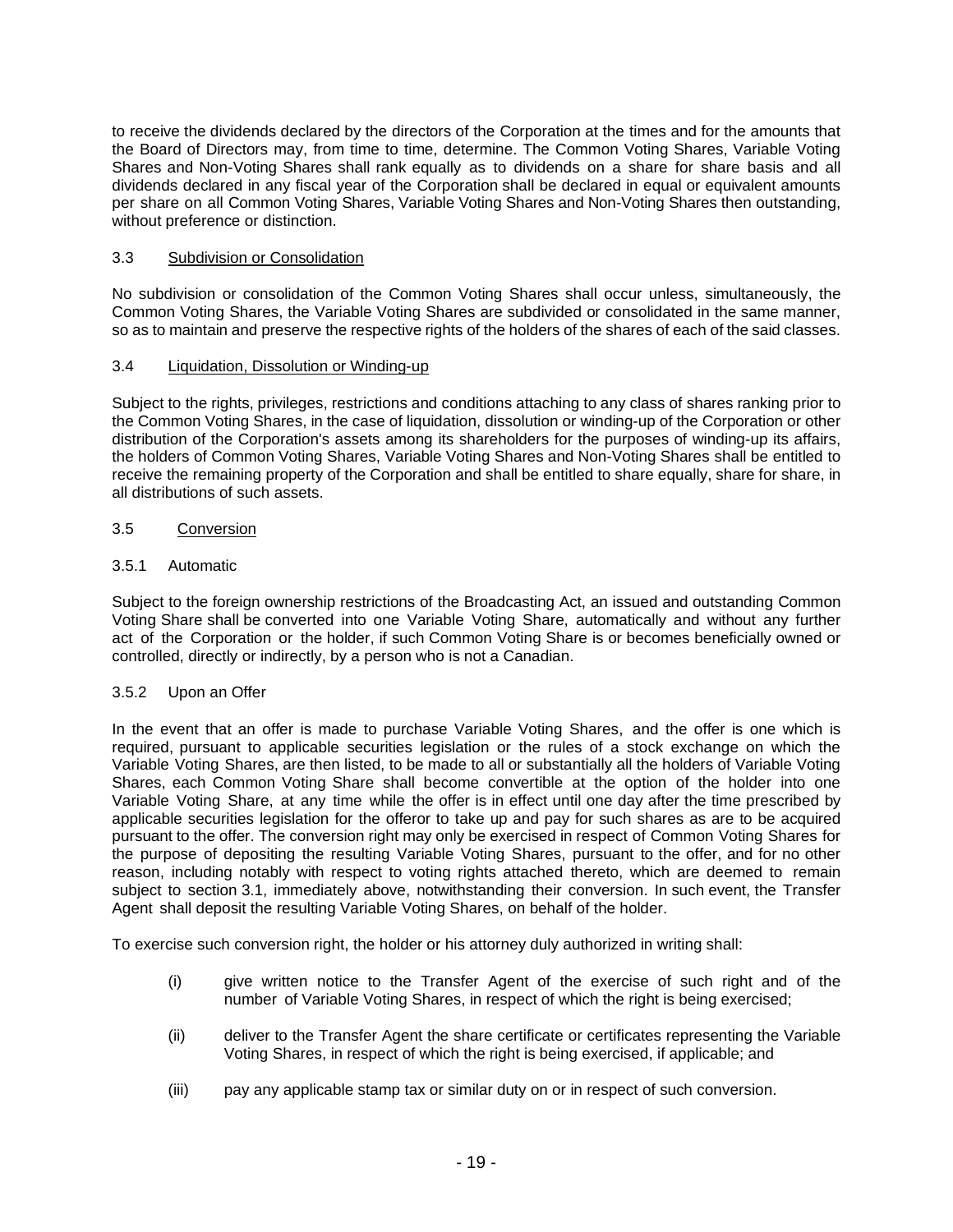to receive the dividends declared by the directors of the Corporation at the times and for the amounts that the Board of Directors may, from time to time, determine. The Common Voting Shares, Variable Voting Shares and Non-Voting Shares shall rank equally as to dividends on a share for share basis and all dividends declared in any fiscal year of the Corporation shall be declared in equal or equivalent amounts per share on all Common Voting Shares, Variable Voting Shares and Non-Voting Shares then outstanding, without preference or distinction.

### 3.3 Subdivision or Consolidation

No subdivision or consolidation of the Common Voting Shares shall occur unless, simultaneously, the Common Voting Shares, the Variable Voting Shares are subdivided or consolidated in the same manner, so as to maintain and preserve the respective rights of the holders of the shares of each of the said classes.

### 3.4 Liquidation, Dissolution or Winding-up

Subject to the rights, privileges, restrictions and conditions attaching to any class of shares ranking prior to the Common Voting Shares, in the case of liquidation, dissolution or winding-up of the Corporation or other distribution of the Corporation's assets among its shareholders for the purposes of winding-up its affairs, the holders of Common Voting Shares, Variable Voting Shares and Non-Voting Shares shall be entitled to receive the remaining property of the Corporation and shall be entitled to share equally, share for share, in all distributions of such assets.

### 3.5 Conversion

#### 3.5.1 Automatic

Subject to the foreign ownership restrictions of the Broadcasting Act, an issued and outstanding Common Voting Share shall be converted into one Variable Voting Share, automatically and without any further act of the Corporation or the holder, if such Common Voting Share is or becomes beneficially owned or controlled, directly or indirectly, by a person who is not a Canadian.

#### 3.5.2 Upon an Offer

In the event that an offer is made to purchase Variable Voting Shares, and the offer is one which is required, pursuant to applicable securities legislation or the rules of a stock exchange on which the Variable Voting Shares, are then listed, to be made to all or substantially all the holders of Variable Voting Shares, each Common Voting Share shall become convertible at the option of the holder into one Variable Voting Share, at any time while the offer is in effect until one day after the time prescribed by applicable securities legislation for the offeror to take up and pay for such shares as are to be acquired pursuant to the offer. The conversion right may only be exercised in respect of Common Voting Shares for the purpose of depositing the resulting Variable Voting Shares, pursuant to the offer, and for no other reason, including notably with respect to voting rights attached thereto, which are deemed to remain subject to section 3.1, immediately above, notwithstanding their conversion. In such event, the Transfer Agent shall deposit the resulting Variable Voting Shares, on behalf of the holder.

To exercise such conversion right, the holder or his attorney duly authorized in writing shall:

(i) give written notice to the Transfer Agent of the exercise of such right and of the number of Variable Voting Shares, in respect of which the right is being exercised;

(ii) deliver to the Transfer Agent the share certificate or certificates representing the Variable Voting Shares, in respect of which the right is being exercised, if applicable; and

(iii) pay any applicable stamp tax or similar duty on or in respect of such conversion.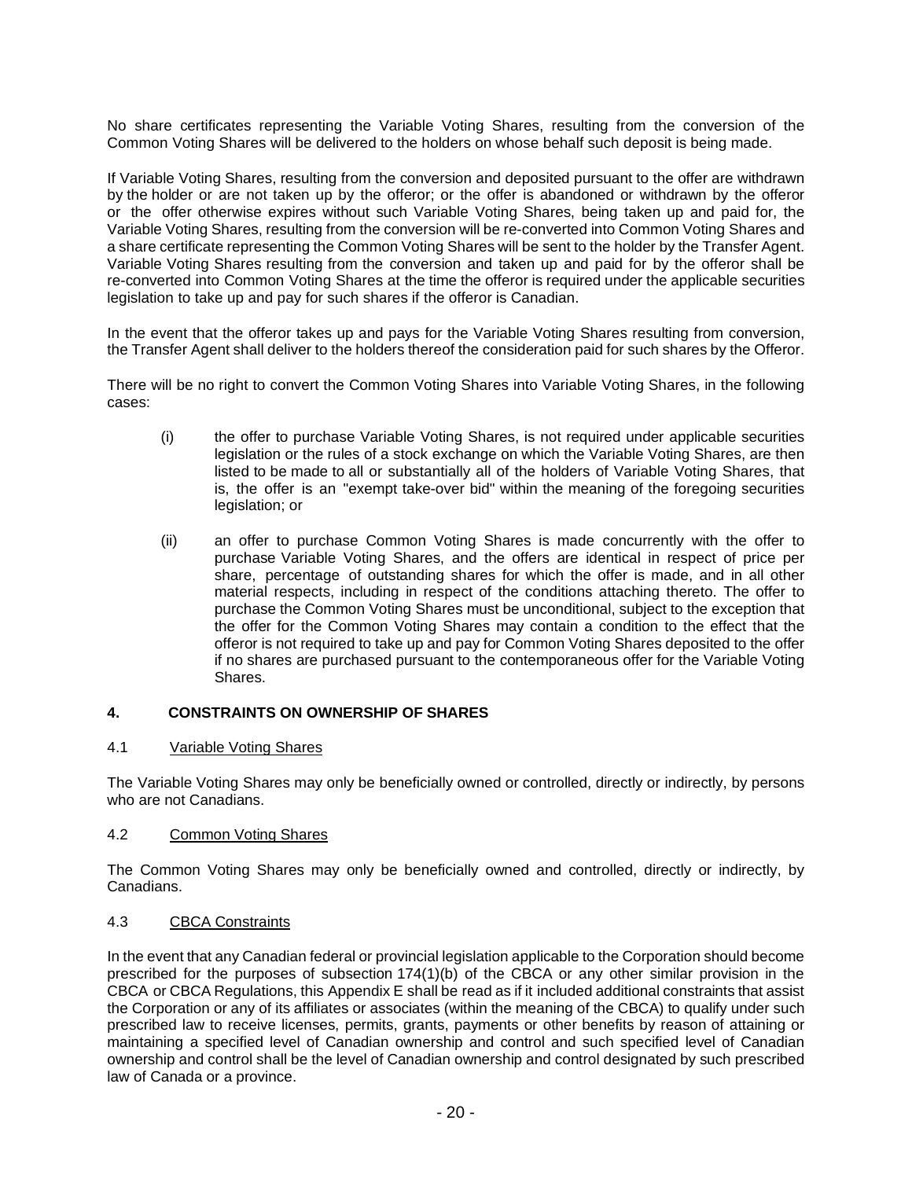No share certificates representing the Variable Voting Shares, resulting from the conversion of the Common Voting Shares will be delivered to the holders on whose behalf such deposit is being made.

If Variable Voting Shares, resulting from the conversion and deposited pursuant to the offer are withdrawn by the holder or are not taken up by the offeror; or the offer is abandoned or withdrawn by the offeror or the offer otherwise expires without such Variable Voting Shares, being taken up and paid for, the Variable Voting Shares, resulting from the conversion will be re-converted into Common Voting Shares and a share certificate representing the Common Voting Shares will be sent to the holder by the Transfer Agent. Variable Voting Shares resulting from the conversion and taken up and paid for by the offeror shall be re-converted into Common Voting Shares at the time the offeror is required under the applicable securities legislation to take up and pay for such shares if the offeror is Canadian.

In the event that the offeror takes up and pays for the Variable Voting Shares resulting from conversion, the Transfer Agent shall deliver to the holders thereof the consideration paid for such shares by the Offeror.

There will be no right to convert the Common Voting Shares into Variable Voting Shares, in the following cases:

(i) the offer to purchase Variable Voting Shares, is not required under applicable securities legislation or the rules of a stock exchange on which the Variable Voting Shares, are then listed to be made to all or substantially all of the holders of Variable Voting Shares, that is, the offer is an "exempt take-over bid" within the meaning of the foregoing securities legislation; or

(ii) an offer to purchase Common Voting Shares is made concurrently with the offer to purchase Variable Voting Shares, and the offers are identical in respect of price per share, percentage of outstanding shares for which the offer is made, and in all other material respects, including in respect of the conditions attaching thereto. The offer to purchase the Common Voting Shares must be unconditional, subject to the exception that the offer for the Common Voting Shares may contain a condition to the effect that the offeror is not required to take up and pay for Common Voting Shares deposited to the offer if no shares are purchased pursuant to the contemporaneous offer for the Variable Voting Shares.

## 4. CONSTRAINTS ON OWNERSHIP OF SHARES

### 4.1 Variable Voting Shares

The Variable Voting Shares may only be beneficially owned or controlled, directly or indirectly, by persons who are not Canadians.

### 4.2 Common Voting Shares

The Common Voting Shares may only be beneficially owned and controlled, directly or indirectly, by Canadians.

### 4.3 CBCA Constraints

In the event that any Canadian federal or provincial legislation applicable to the Corporation should become prescribed for the purposes of subsection 174(1)(b) of the CBCA or any other similar provision in the CBCA or CBCA Regulations, this Appendix E shall be read as if it included additional constraints that assist the Corporation or any of its affiliates or associates (within the meaning of the CBCA) to qualify under such prescribed law to receive licenses, permits, grants, payments or other benefits by reason of attaining or maintaining a specified level of Canadian ownership and control and such specified level of Canadian ownership and control shall be the level of Canadian ownership and control designated by such prescribed law of Canada or a province.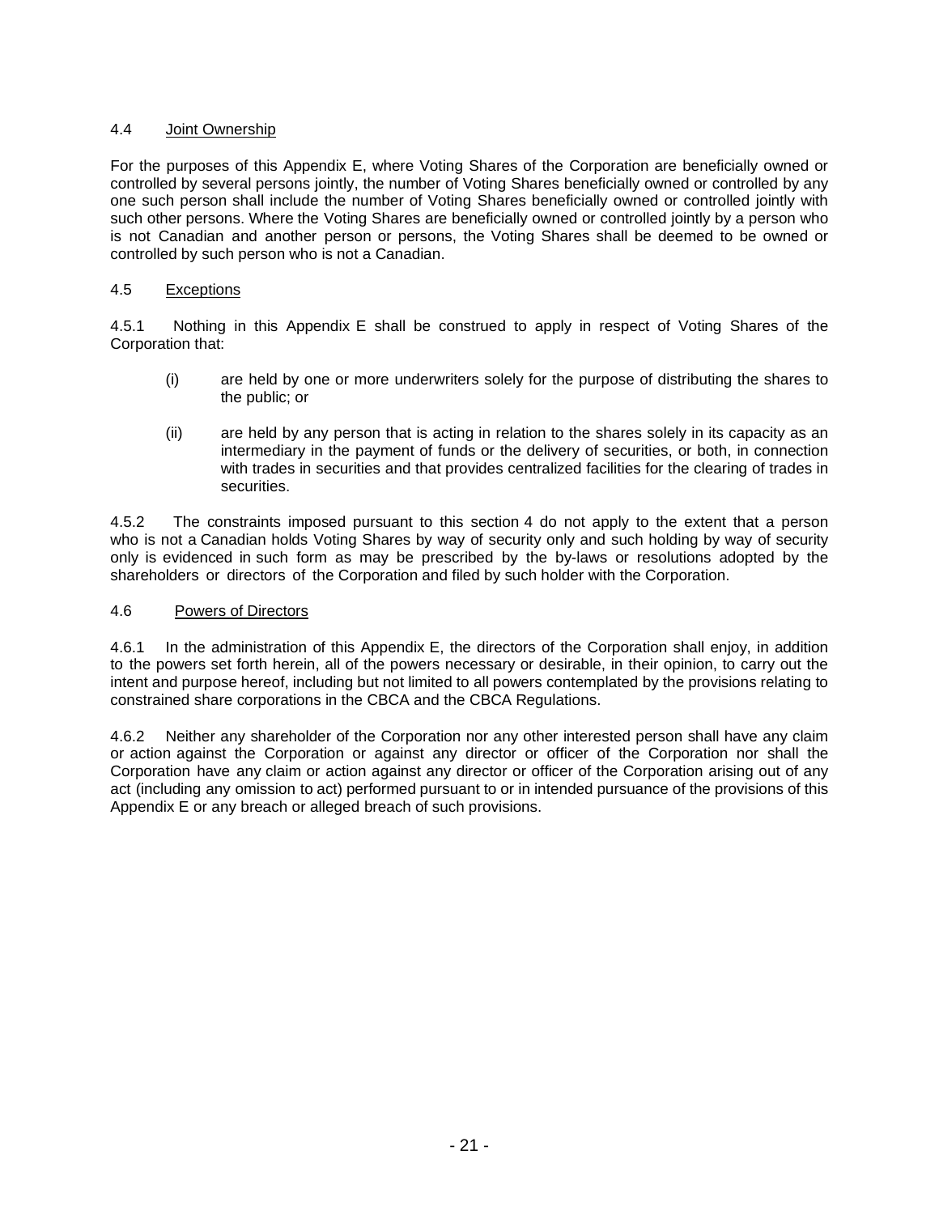### 4.4 Joint Ownership

For the purposes of this Appendix E, where Voting Shares of the Corporation are beneficially owned or controlled by several persons jointly, the number of Voting Shares beneficially owned or controlled by any one such person shall include the number of Voting Shares beneficially owned or controlled jointly with such other persons. Where the Voting Shares are beneficially owned or controlled jointly by a person who is not Canadian and another person or persons, the Voting Shares shall be deemed to be owned or controlled by such person who is not a Canadian.

### 4.5 Exceptions

4.5.1 Nothing in this Appendix E shall be construed to apply in respect of Voting Shares of the Corporation that:

(i) are held by one or more underwriters solely for the purpose of distributing the shares to the public; or

(ii) are held by any person that is acting in relation to the shares solely in its capacity as an intermediary in the payment of funds or the delivery of securities, or both, in connection with trades in securities and that provides centralized facilities for the clearing of trades in securities.

4.5.2 The constraints imposed pursuant to this section 4 do not apply to the extent that a person who is not a Canadian holds Voting Shares by way of security only and such holding by way of security only is evidenced in such form as may be prescribed by the by-laws or resolutions adopted by the shareholders or directors of the Corporation and filed by such holder with the Corporation.

### 4.6 Powers of Directors

4.6.1 In the administration of this Appendix E, the directors of the Corporation shall enjoy, in addition to the powers set forth herein, all of the powers necessary or desirable, in their opinion, to carry out the intent and purpose hereof, including but not limited to all powers contemplated by the provisions relating to constrained share corporations in the CBCA and the CBCA Regulations.

4.6.2 Neither any shareholder of the Corporation nor any other interested person shall have any claim or action against the Corporation or against any director or officer of the Corporation nor shall the Corporation have any claim or action against any director or officer of the Corporation arising out of any act (including any omission to act) performed pursuant to or in intended pursuance of the provisions of this Appendix E or any breach or alleged breach of such provisions.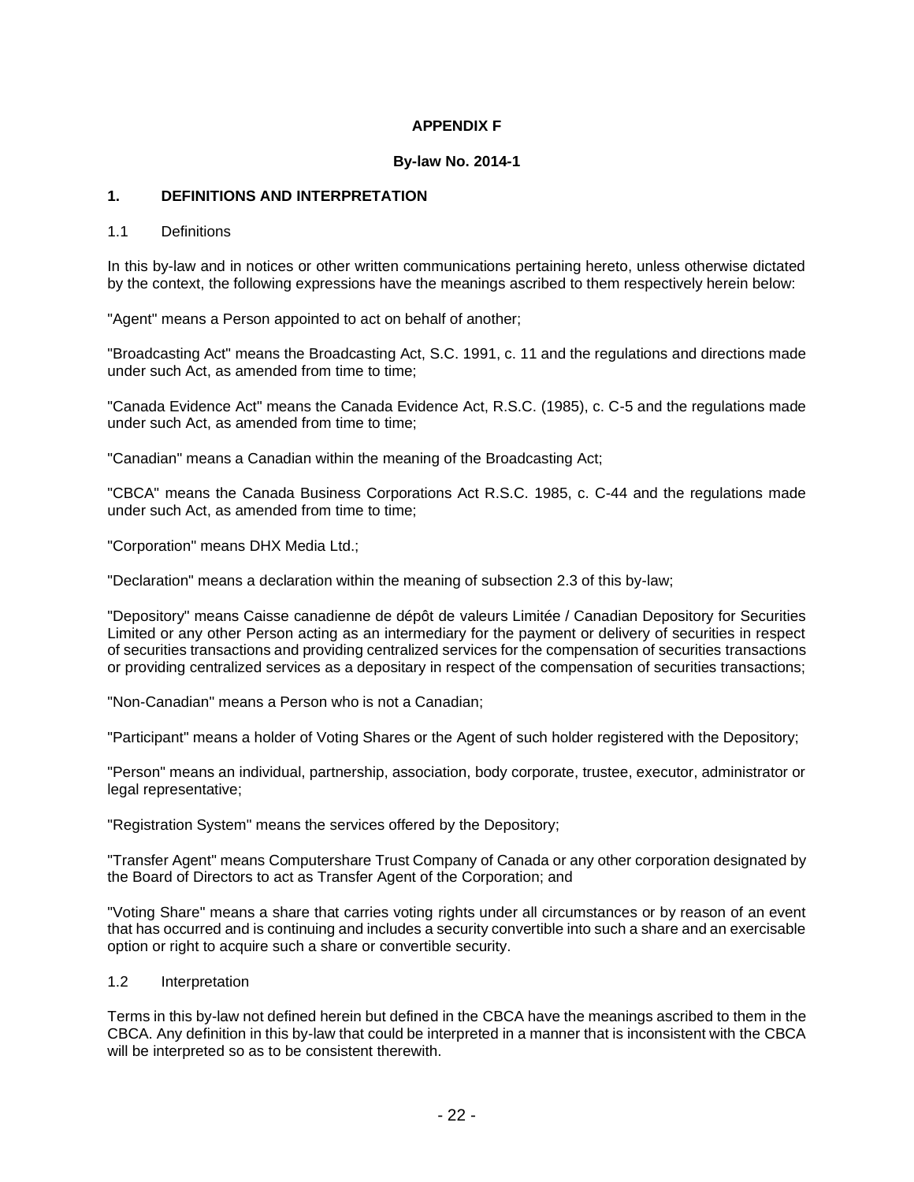**APPENDIX F**

**By-law No. 2014-1**

## 1. DEFINITIONS AND INTERPRETATION

### 1.1 Definitions

In this by-law and in notices or other written communications pertaining hereto, unless otherwise dictated by the context, the following expressions have the meanings ascribed to them respectively herein below:

"Agent" means a Person appointed to act on behalf of another;

"Broadcasting Act" means the Broadcasting Act, S.C. 1991, c. 11 and the regulations and directions made under such Act, as amended from time to time;

"Canada Evidence Act" means the Canada Evidence Act, R.S.C. (1985), c. C-5 and the regulations made under such Act, as amended from time to time;

"Canadian" means a Canadian within the meaning of the Broadcasting Act;

"CBCA" means the Canada Business Corporations Act R.S.C. 1985, c. C-44 and the regulations made under such Act, as amended from time to time;

"Corporation" means DHX Media Ltd.;

"Declaration" means a declaration within the meaning of subsection 2.3 of this by-law;

"Depository" means Caisse canadienne de dépôt de valeurs Limitée / Canadian Depository for Securities Limited or any other Person acting as an intermediary for the payment or delivery of securities in respect of securities transactions and providing centralized services for the compensation of securities transactions or providing centralized services as a depositary in respect of the compensation of securities transactions;

"Non-Canadian" means a Person who is not a Canadian;

"Participant" means a holder of Voting Shares or the Agent of such holder registered with the Depository;

"Person" means an individual, partnership, association, body corporate, trustee, executor, administrator or legal representative;

"Registration System" means the services offered by the Depository;

"Transfer Agent" means Computershare Trust Company of Canada or any other corporation designated by the Board of Directors to act as Transfer Agent of the Corporation; and

"Voting Share" means a share that carries voting rights under all circumstances or by reason of an event that has occurred and is continuing and includes a security convertible into such a share and an exercisable option or right to acquire such a share or convertible security.

### 1.2 Interpretation

Terms in this by-law not defined herein but defined in the CBCA have the meanings ascribed to them in the CBCA. Any definition in this by-law that could be interpreted in a manner that is inconsistent with the CBCA will be interpreted so as to be consistent therewith.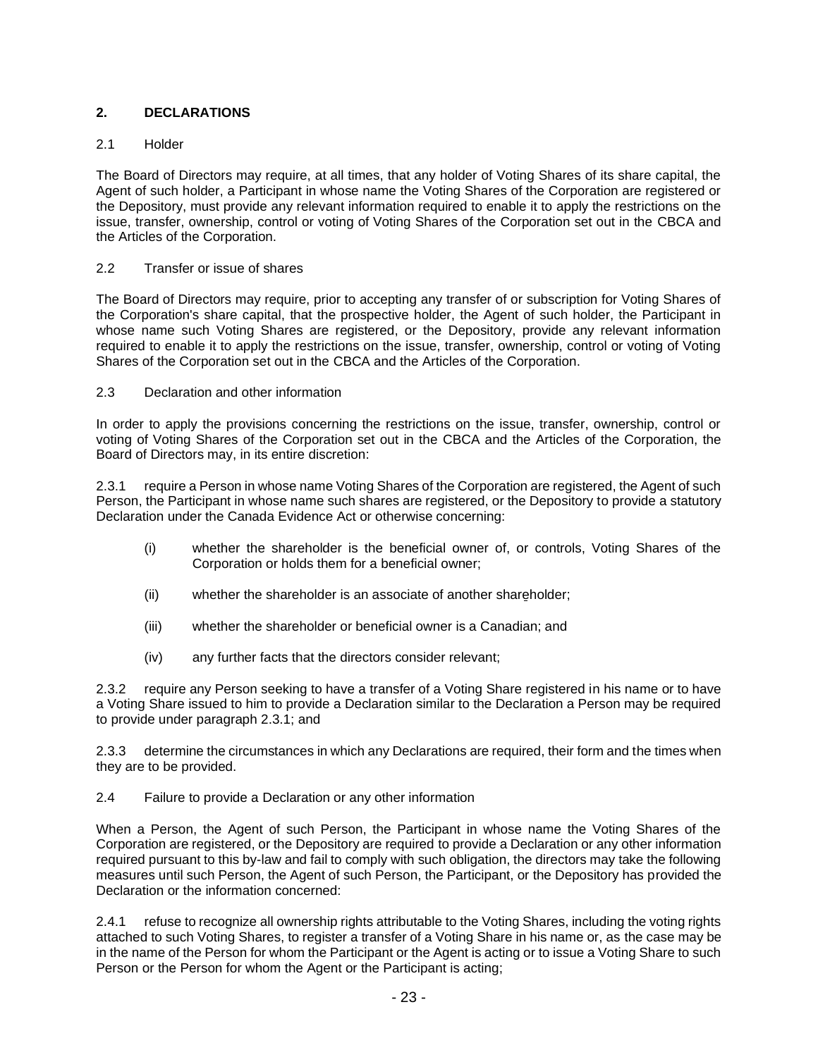## 2. DECLARATIONS

### 2.1 Holder

The Board of Directors may require, at all times, that any holder of Voting Shares of its share capital, the Agent of such holder, a Participant in whose name the Voting Shares of the Corporation are registered or the Depository, must provide any relevant information required to enable it to apply the restrictions on the issue, transfer, ownership, control or voting of Voting Shares of the Corporation set out in the CBCA and the Articles of the Corporation.

### 2.2 Transfer or issue of shares

The Board of Directors may require, prior to accepting any transfer of or subscription for Voting Shares of the Corporation's share capital, that the prospective holder, the Agent of such holder, the Participant in whose name such Voting Shares are registered, or the Depository, provide any relevant information required to enable it to apply the restrictions on the issue, transfer, ownership, control or voting of Voting Shares of the Corporation set out in the CBCA and the Articles of the Corporation.

### 2.3 Declaration and other information

In order to apply the provisions concerning the restrictions on the issue, transfer, ownership, control or voting of Voting Shares of the Corporation set out in the CBCA and the Articles of the Corporation, the Board of Directors may, in its entire discretion:

2.3.1 require a Person in whose name Voting Shares of the Corporation are registered, the Agent of such Person, the Participant in whose name such shares are registered, or the Depository to provide a statutory Declaration under the Canada Evidence Act or otherwise concerning:

- (i) whether the shareholder is the beneficial owner of, or controls, Voting Shares of the Corporation or holds them for a beneficial owner;
- (ii) whether the shareholder is an associate of another shareholder;
- (iii) whether the shareholder or beneficial owner is a Canadian; and
- (iv) any further facts that the directors consider relevant;

2.3.2 require any Person seeking to have a transfer of a Voting Share registered in his name or to have a Voting Share issued to him to provide a Declaration similar to the Declaration a Person may be required to provide under paragraph 2.3.1; and

2.3.3 determine the circumstances in which any Declarations are required, their form and the times when they are to be provided.

### 2.4 Failure to provide a Declaration or any other information

When a Person, the Agent of such Person, the Participant in whose name the Voting Shares of the Corporation are registered, or the Depository are required to provide a Declaration or any other information required pursuant to this by-law and fail to comply with such obligation, the directors may take the following measures until such Person, the Agent of such Person, the Participant, or the Depository has provided the Declaration or the information concerned:

2.4.1 refuse to recognize all ownership rights attributable to the Voting Shares, including the voting rights attached to such Voting Shares, to register a transfer of a Voting Share in his name or, as the case may be in the name of the Person for whom the Participant or the Agent is acting or to issue a Voting Share to such Person or the Person for whom the Agent or the Participant is acting;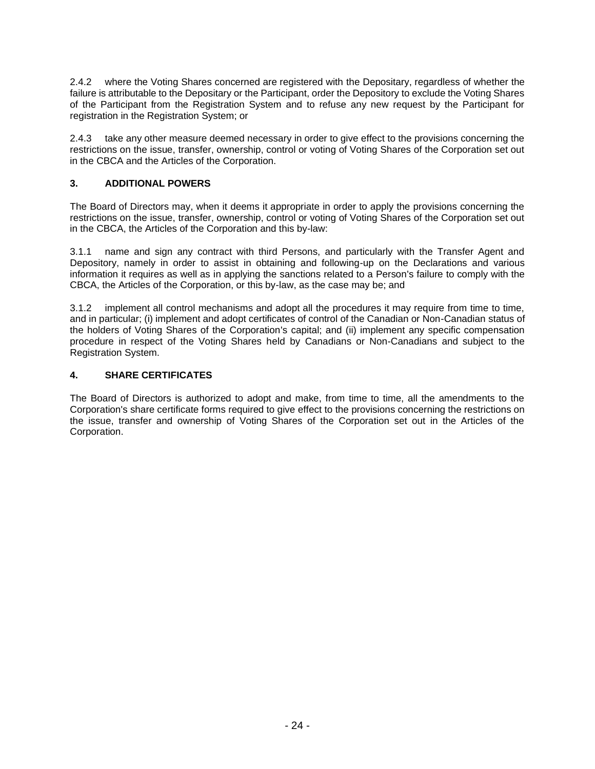2.4.2 where the Voting Shares concerned are registered with the Depositary, regardless of whether the failure is attributable to the Depositary or the Participant, order the Depository to exclude the Voting Shares of the Participant from the Registration System and to refuse any new request by the Participant for registration in the Registration System; or

2.4.3 take any other measure deemed necessary in order to give effect to the provisions concerning the restrictions on the issue, transfer, ownership, control or voting of Voting Shares of the Corporation set out in the CBCA and the Articles of the Corporation.

## 3. ADDITIONAL POWERS

The Board of Directors may, when it deems it appropriate in order to apply the provisions concerning the restrictions on the issue, transfer, ownership, control or voting of Voting Shares of the Corporation set out in the CBCA, the Articles of the Corporation and this by-law:

3.1.1 name and sign any contract with third Persons, and particularly with the Transfer Agent and Depository, namely in order to assist in obtaining and following-up on the Declarations and various information it requires as well as in applying the sanctions related to a Person's failure to comply with the CBCA, the Articles of the Corporation, or this by-law, as the case may be; and

3.1.2 implement all control mechanisms and adopt all the procedures it may require from time to time, and in particular; (i) implement and adopt certificates of control of the Canadian or Non-Canadian status of the holders of Voting Shares of the Corporation's capital; and (ii) implement any specific compensation procedure in respect of the Voting Shares held by Canadians or Non-Canadians and subject to the Registration System.

## 4. SHARE CERTIFICATES

The Board of Directors is authorized to adopt and make, from time to time, all the amendments to the Corporation's share certificate forms required to give effect to the provisions concerning the restrictions on the issue, transfer and ownership of Voting Shares of the Corporation set out in the Articles of the Corporation.